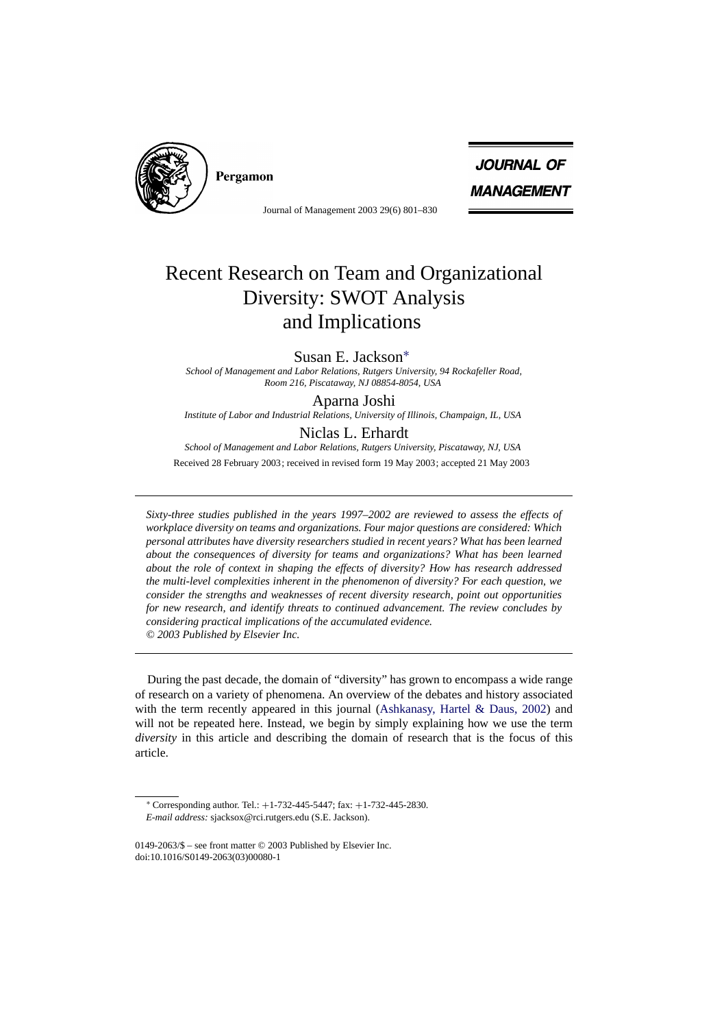# Recent Research on Team and Organizational Diversity: SWOT Analysis and Implications

Susan E. Jackson*

*School of Management and Labor Relations, Rutgers University, 94 Rockafeller Road, Room 216, Piscataway, NJ 08854-8054, USA*

Aparna Joshi

*Institute of Labor and Industrial Relations, University of Illinois, Champaign, IL, USA*

Niclas L. Erhardt

*School of Management and Labor Relations, Rutgers University, Piscataway, NJ, USA*

Received 28 February 2003; received in revised form 19 May 2003; accepted 21 May 2003

---

*Sixty-three studies published in the years 1997–2002 are reviewed to assess the effects of workplace diversity on teams and organizations. Four major questions are considered: Which personal attributes have diversity researchers studied in recent years? What has been learned about the consequences of diversity for teams and organizations? What has been learned about the role of context in shaping the effects of diversity? How has research addressed the multi-level complexities inherent in the phenomenon of diversity? For each question, we consider the strengths and weaknesses of recent diversity research, point out opportunities for new research, and identify threats to continued advancement. The review concludes by considering practical implications of the accumulated evidence.*
*© 2003 Published by Elsevier Inc.*

---

During the past decade, the domain of "diversity" has grown to encompass a wide range of research on a variety of phenomena. An overview of the debates and history associated with the term recently appeared in this journal (Ashkanasy, Hartel & Daus, 2002) and will not be repeated here. Instead, we begin by simply explaining how we use the term *diversity* in this article and describing the domain of research that is the focus of this article.

* Corresponding author. Tel.: +1-732-445-5447; fax: +1-732-445-2830.
*E-mail address:* sjacksox@rci.rutgers.edu (S.E. Jackson).

0149-2063/$ – see front matter © 2003 Published by Elsevier Inc.
doi:10.1016/S0149-2063(03)00080-1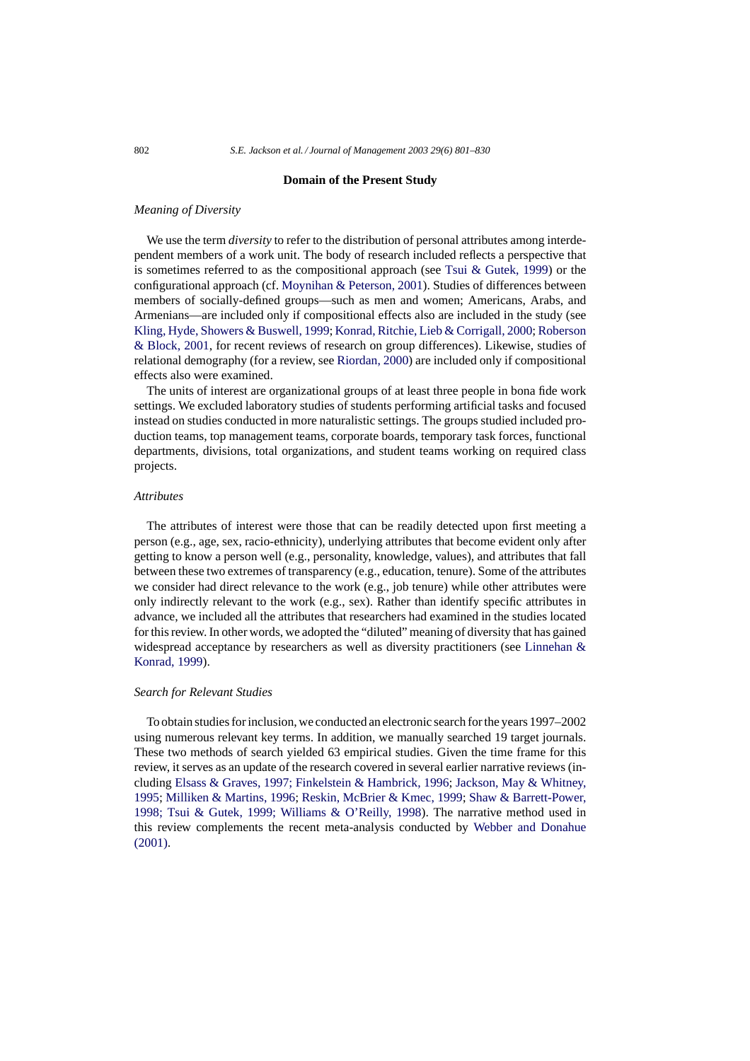## Domain of the Present Study

### *Meaning of Diversity*

We use the term *diversity* to refer to the distribution of personal attributes among interdependent members of a work unit. The body of research included reflects a perspective that is sometimes referred to as the compositional approach (see Tsui & Gutek, 1999) or the configurational approach (cf. Moynihan & Peterson, 2001). Studies of differences between members of socially-defined groups—such as men and women; Americans, Arabs, and Armenians—are included only if compositional effects also are included in the study (see Kling, Hyde, Showers & Buswell, 1999; Konrad, Ritchie, Lieb & Corrigall, 2000; Roberson & Block, 2001, for recent reviews of research on group differences). Likewise, studies of relational demography (for a review, see Riordan, 2000) are included only if compositional effects also were examined.

The units of interest are organizational groups of at least three people in bona fide work settings. We excluded laboratory studies of students performing artificial tasks and focused instead on studies conducted in more naturalistic settings. The groups studied included production teams, top management teams, corporate boards, temporary task forces, functional departments, divisions, total organizations, and student teams working on required class projects.

### *Attributes*

The attributes of interest were those that can be readily detected upon first meeting a person (e.g., age, sex, racio-ethnicity), underlying attributes that become evident only after getting to know a person well (e.g., personality, knowledge, values), and attributes that fall between these two extremes of transparency (e.g., education, tenure). Some of the attributes we consider had direct relevance to the work (e.g., job tenure) while other attributes were only indirectly relevant to the work (e.g., sex). Rather than identify specific attributes in advance, we included all the attributes that researchers had examined in the studies located for this review. In other words, we adopted the "diluted" meaning of diversity that has gained widespread acceptance by researchers as well as diversity practitioners (see Linnehan & Konrad, 1999).

### *Search for Relevant Studies*

To obtain studies for inclusion, we conducted an electronic search for the years 1997–2002 using numerous relevant key terms. In addition, we manually searched 19 target journals. These two methods of search yielded 63 empirical studies. Given the time frame for this review, it serves as an update of the research covered in several earlier narrative reviews (including Elsass & Graves, 1997; Finkelstein & Hambrick, 1996; Jackson, May & Whitney, 1995; Milliken & Martins, 1996; Reskin, McBrier & Kmec, 1999; Shaw & Barrett-Power, 1998; Tsui & Gutek, 1999; Williams & O'Reilly, 1998). The narrative method used in this review complements the recent meta-analysis conducted by Webber and Donahue (2001).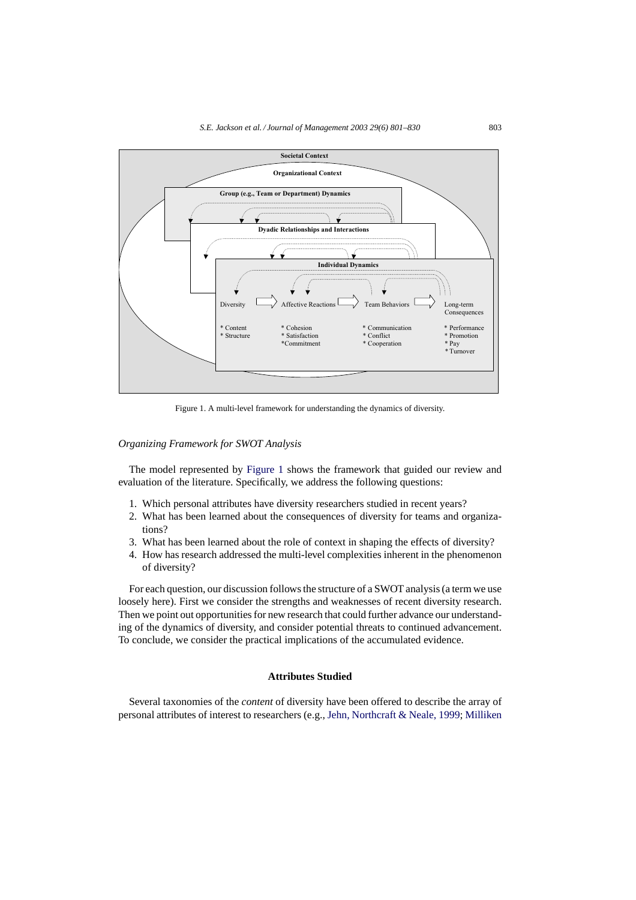Societal Context

Organizational Context

Group (e.g., Team or Department) Dynamics

Dyadic Relationships and Interactions

Individual Dynamics

Diversity

Affective Reactions

Team Behaviors

Long-term Consequences

* Content
* Structure

* Cohesion
* Satisfaction
*Commitment

* Communication
* Conflict
* Cooperation

* Performance
* Promotion
* Pay
* Turnover

Figure 1. A multi-level framework for understanding the dynamics of diversity.

*Organizing Framework for SWOT Analysis*

The model represented by Figure 1 shows the framework that guided our review and evaluation of the literature. Specifically, we address the following questions:

1. Which personal attributes have diversity researchers studied in recent years?
2. What has been learned about the consequences of diversity for teams and organizations?
3. What has been learned about the role of context in shaping the effects of diversity?
4. How has research addressed the multi-level complexities inherent in the phenomenon of diversity?

For each question, our discussion follows the structure of a SWOT analysis (a term we use loosely here). First we consider the strengths and weaknesses of recent diversity research. Then we point out opportunities for new research that could further advance our understanding of the dynamics of diversity, and consider potential threats to continued advancement. To conclude, we consider the practical implications of the accumulated evidence.

## Attributes Studied

Several taxonomies of the *content* of diversity have been offered to describe the array of personal attributes of interest to researchers (e.g., Jehn, Northcraft & Neale, 1999; Milliken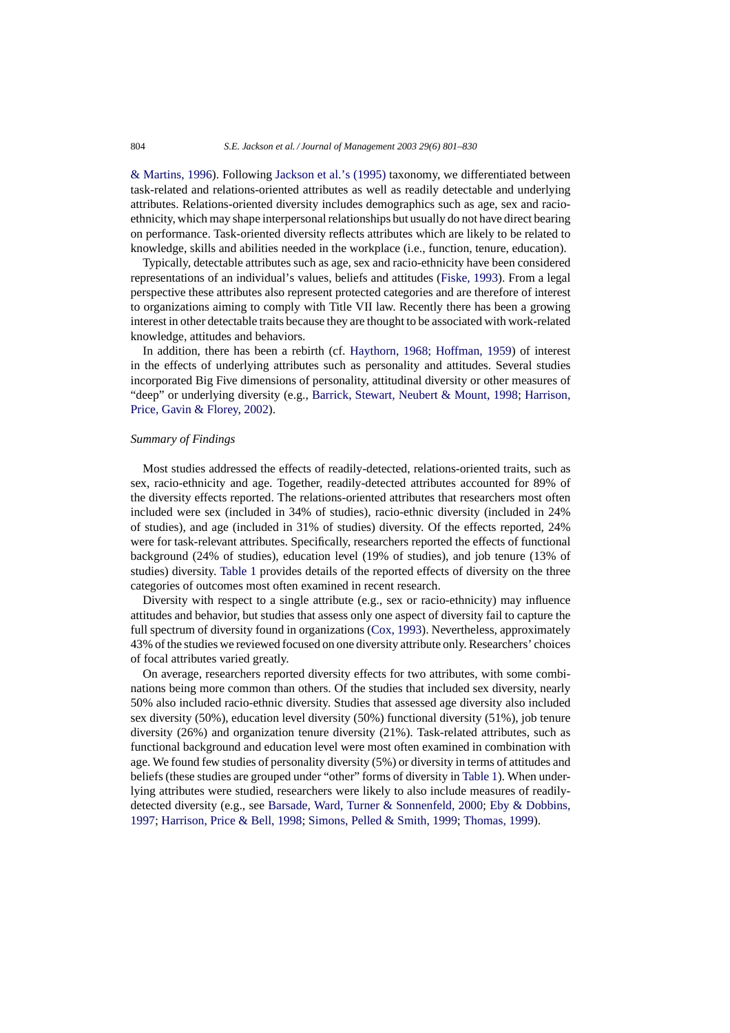& Martins, 1996). Following Jackson et al.'s (1995) taxonomy, we differentiated between task-related and relations-oriented attributes as well as readily detectable and underlying attributes. Relations-oriented diversity includes demographics such as age, sex and racio-ethnicity, which may shape interpersonal relationships but usually do not have direct bearing on performance. Task-oriented diversity reflects attributes which are likely to be related to knowledge, skills and abilities needed in the workplace (i.e., function, tenure, education).

Typically, detectable attributes such as age, sex and racio-ethnicity have been considered representations of an individual's values, beliefs and attitudes (Fiske, 1993). From a legal perspective these attributes also represent protected categories and are therefore of interest to organizations aiming to comply with Title VII law. Recently there has been a growing interest in other detectable traits because they are thought to be associated with work-related knowledge, attitudes and behaviors.

In addition, there has been a rebirth (cf. Haythorn, 1968; Hoffman, 1959) of interest in the effects of underlying attributes such as personality and attitudes. Several studies incorporated Big Five dimensions of personality, attitudinal diversity or other measures of "deep" or underlying diversity (e.g., Barrick, Stewart, Neubert & Mount, 1998; Harrison, Price, Gavin & Florey, 2002).

### *Summary of Findings*

Most studies addressed the effects of readily-detected, relations-oriented traits, such as sex, racio-ethnicity and age. Together, readily-detected attributes accounted for 89% of the diversity effects reported. The relations-oriented attributes that researchers most often included were sex (included in 34% of studies), racio-ethnic diversity (included in 24% of studies), and age (included in 31% of studies) diversity. Of the effects reported, 24% were for task-relevant attributes. Specifically, researchers reported the effects of functional background (24% of studies), education level (19% of studies), and job tenure (13% of studies) diversity. Table 1 provides details of the reported effects of diversity on the three categories of outcomes most often examined in recent research.

Diversity with respect to a single attribute (e.g., sex or racio-ethnicity) may influence attitudes and behavior, but studies that assess only one aspect of diversity fail to capture the full spectrum of diversity found in organizations (Cox, 1993). Nevertheless, approximately 43% of the studies we reviewed focused on one diversity attribute only. Researchers' choices of focal attributes varied greatly.

On average, researchers reported diversity effects for two attributes, with some combinations being more common than others. Of the studies that included sex diversity, nearly 50% also included racio-ethnic diversity. Studies that assessed age diversity also included sex diversity (50%), education level diversity (50%) functional diversity (51%), job tenure diversity (26%) and organization tenure diversity (21%). Task-related attributes, such as functional background and education level were most often examined in combination with age. We found few studies of personality diversity (5%) or diversity in terms of attitudes and beliefs (these studies are grouped under "other" forms of diversity in Table 1). When underlying attributes were studied, researchers were likely to also include measures of readily-detected diversity (e.g., see Barsade, Ward, Turner & Sonnenfeld, 2000; Eby & Dobbins, 1997; Harrison, Price & Bell, 1998; Simons, Pelled & Smith, 1999; Thomas, 1999).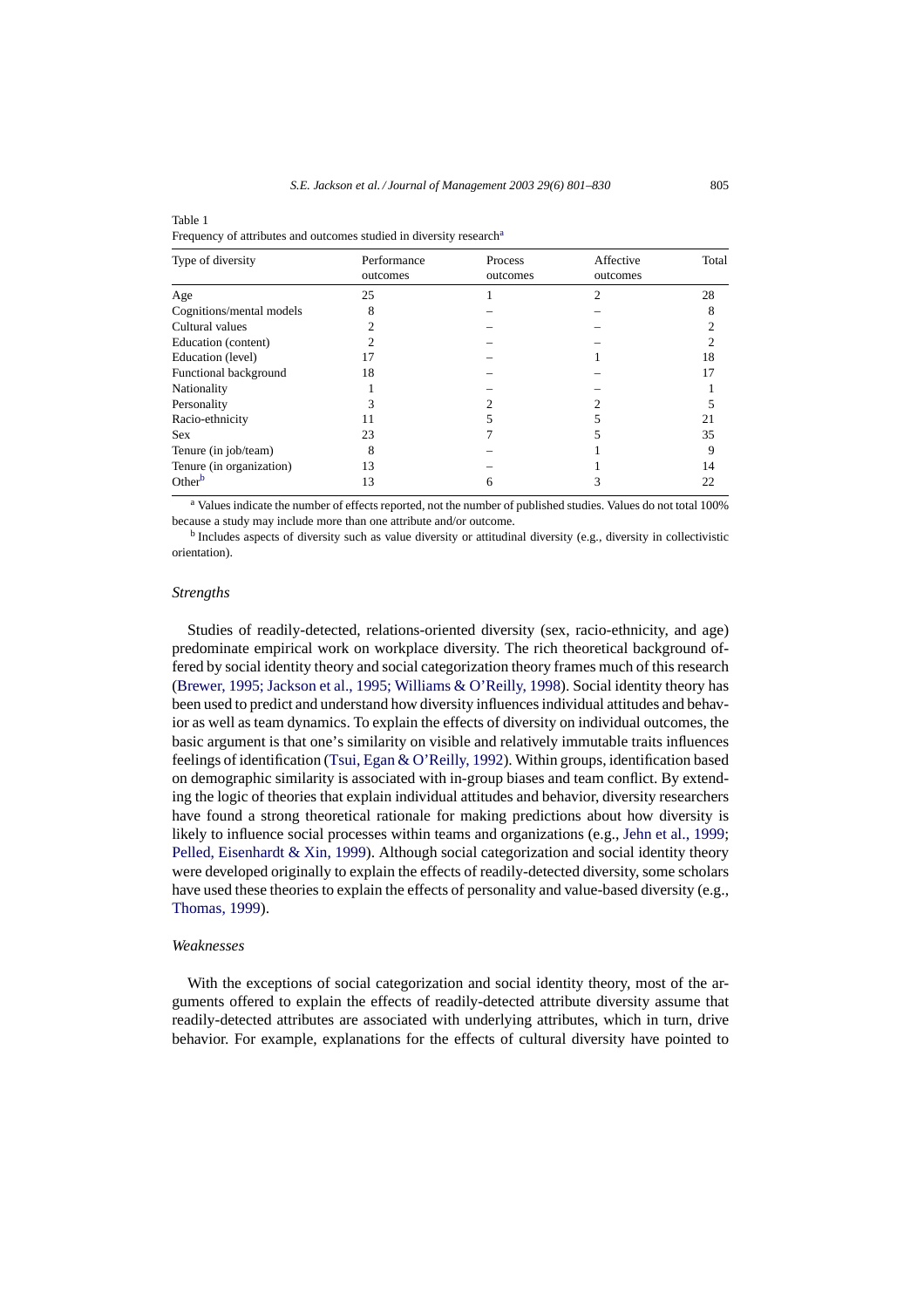Table 1
Frequency of attributes and outcomes studied in diversity research[a]

| Type of diversity | Performance outcomes | Process outcomes | Affective outcomes | Total |
|---|---|---|---|---|
| Age | 25 | 1 | 2 | 28 |
| Cognitions/mental models | 8 | – | – | 8 |
| Cultural values | 2 | – | – | 2 |
| Education (content) | 2 | – | – | 2 |
| Education (level) | 17 | – | 1 | 18 |
| Functional background | 18 | – | – | 17 |
| Nationality | 1 | – | – | 1 |
| Personality | 3 | 2 | 2 | 5 |
| Racio-ethnicity | 11 | 5 | 5 | 21 |
| Sex | 23 | 7 | 5 | 35 |
| Tenure (in job/team) | 8 | – | 1 | 9 |
| Tenure (in organization) | 13 | – | 1 | 14 |
| Other[b] | 13 | 6 | 3 | 22 |

[a] Values indicate the number of effects reported, not the number of published studies. Values do not total 100% because a study may include more than one attribute and/or outcome.

[b] Includes aspects of diversity such as value diversity or attitudinal diversity (e.g., diversity in collectivistic orientation).

### *Strengths*

Studies of readily-detected, relations-oriented diversity (sex, racio-ethnicity, and age) predominate empirical work on workplace diversity. The rich theoretical background offered by social identity theory and social categorization theory frames much of this research (Brewer, 1995; Jackson et al., 1995; Williams & O'Reilly, 1998). Social identity theory has been used to predict and understand how diversity influences individual attitudes and behavior as well as team dynamics. To explain the effects of diversity on individual outcomes, the basic argument is that one's similarity on visible and relatively immutable traits influences feelings of identification (Tsui, Egan & O'Reilly, 1992). Within groups, identification based on demographic similarity is associated with in-group biases and team conflict. By extending the logic of theories that explain individual attitudes and behavior, diversity researchers have found a strong theoretical rationale for making predictions about how diversity is likely to influence social processes within teams and organizations (e.g., Jehn et al., 1999; Pelled, Eisenhardt & Xin, 1999). Although social categorization and social identity theory were developed originally to explain the effects of readily-detected diversity, some scholars have used these theories to explain the effects of personality and value-based diversity (e.g., Thomas, 1999).

### *Weaknesses*

With the exceptions of social categorization and social identity theory, most of the arguments offered to explain the effects of readily-detected attribute diversity assume that readily-detected attributes are associated with underlying attributes, which in turn, drive behavior. For example, explanations for the effects of cultural diversity have pointed to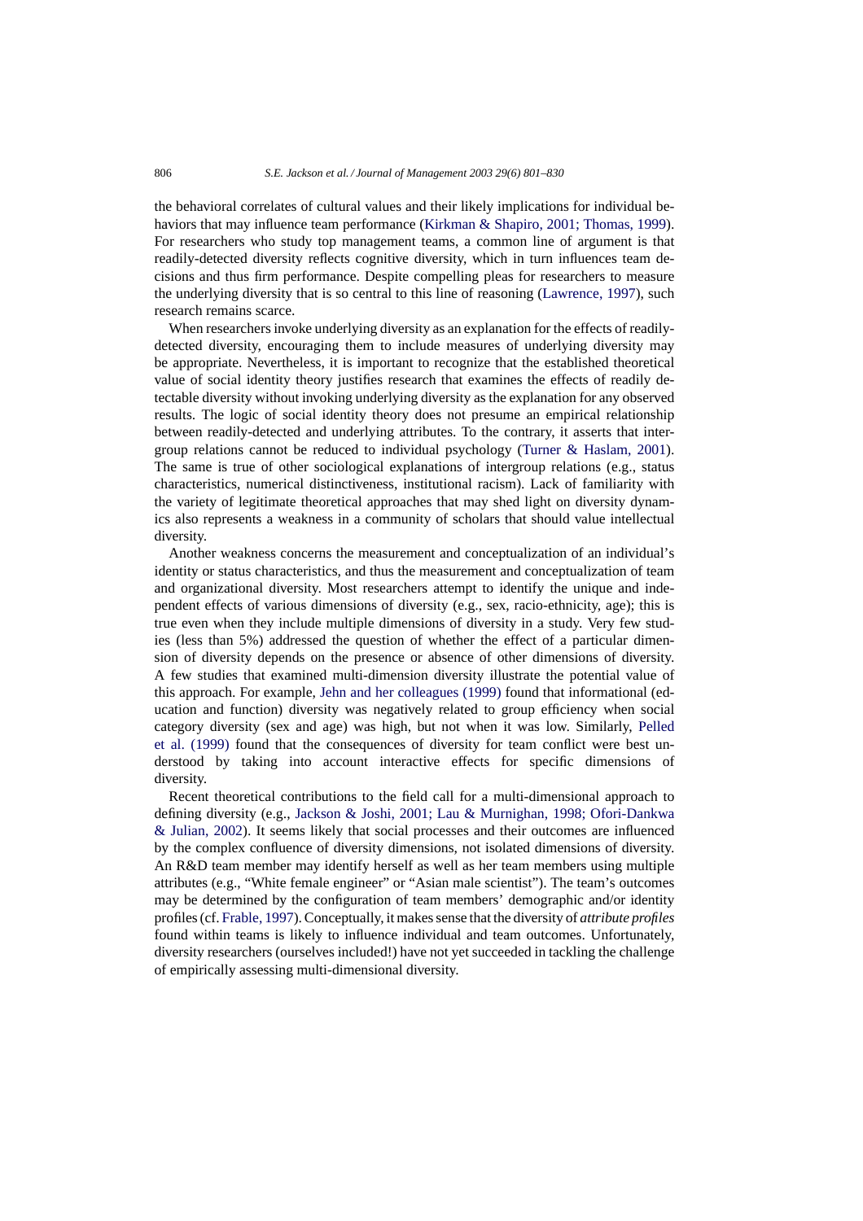the behavioral correlates of cultural values and their likely implications for individual behaviors that may influence team performance (Kirkman & Shapiro, 2001; Thomas, 1999). For researchers who study top management teams, a common line of argument is that readily-detected diversity reflects cognitive diversity, which in turn influences team decisions and thus firm performance. Despite compelling pleas for researchers to measure the underlying diversity that is so central to this line of reasoning (Lawrence, 1997), such research remains scarce.

When researchers invoke underlying diversity as an explanation for the effects of readily-detected diversity, encouraging them to include measures of underlying diversity may be appropriate. Nevertheless, it is important to recognize that the established theoretical value of social identity theory justifies research that examines the effects of readily detectable diversity without invoking underlying diversity as the explanation for any observed results. The logic of social identity theory does not presume an empirical relationship between readily-detected and underlying attributes. To the contrary, it asserts that intergroup relations cannot be reduced to individual psychology (Turner & Haslam, 2001). The same is true of other sociological explanations of intergroup relations (e.g., status characteristics, numerical distinctiveness, institutional racism). Lack of familiarity with the variety of legitimate theoretical approaches that may shed light on diversity dynamics also represents a weakness in a community of scholars that should value intellectual diversity.

Another weakness concerns the measurement and conceptualization of an individual's identity or status characteristics, and thus the measurement and conceptualization of team and organizational diversity. Most researchers attempt to identify the unique and independent effects of various dimensions of diversity (e.g., sex, racio-ethnicity, age); this is true even when they include multiple dimensions of diversity in a study. Very few studies (less than 5%) addressed the question of whether the effect of a particular dimension of diversity depends on the presence or absence of other dimensions of diversity. A few studies that examined multi-dimension diversity illustrate the potential value of this approach. For example, Jehn and her colleagues (1999) found that informational (education and function) diversity was negatively related to group efficiency when social category diversity (sex and age) was high, but not when it was low. Similarly, Pelled et al. (1999) found that the consequences of diversity for team conflict were best understood by taking into account interactive effects for specific dimensions of diversity.

Recent theoretical contributions to the field call for a multi-dimensional approach to defining diversity (e.g., Jackson & Joshi, 2001; Lau & Murnighan, 1998; Ofori-Dankwa & Julian, 2002). It seems likely that social processes and their outcomes are influenced by the complex confluence of diversity dimensions, not isolated dimensions of diversity. An R&D team member may identify herself as well as her team members using multiple attributes (e.g., "White female engineer" or "Asian male scientist"). The team's outcomes may be determined by the configuration of team members' demographic and/or identity profiles (cf. Frable, 1997). Conceptually, it makes sense that the diversity of *attribute profiles* found within teams is likely to influence individual and team outcomes. Unfortunately, diversity researchers (ourselves included!) have not yet succeeded in tackling the challenge of empirically assessing multi-dimensional diversity.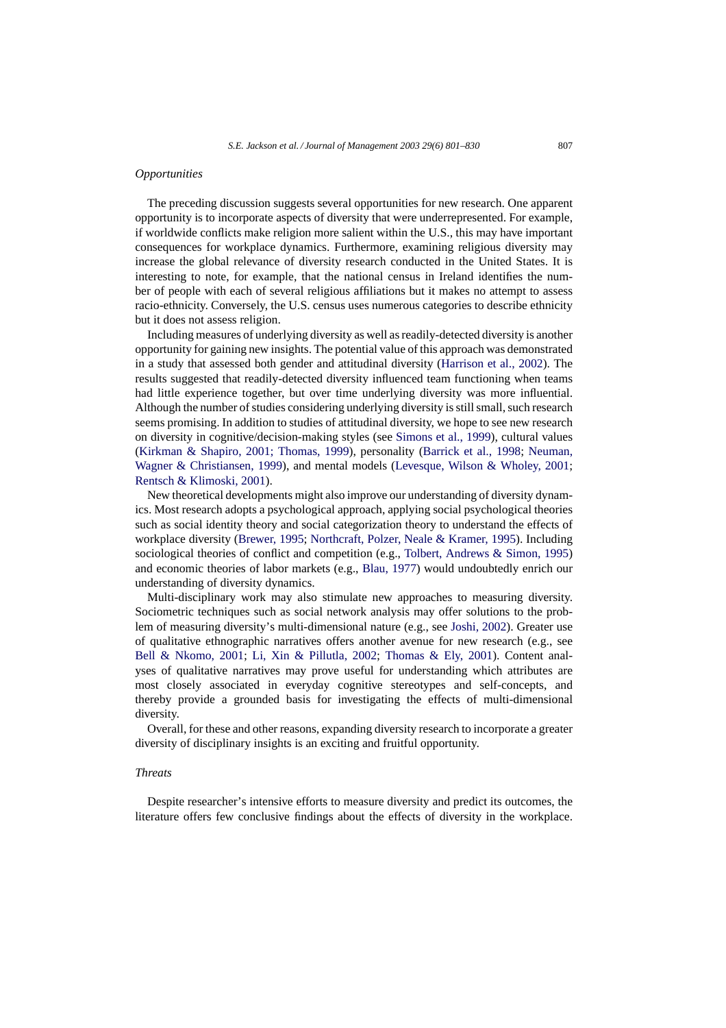*Opportunities*

The preceding discussion suggests several opportunities for new research. One apparent opportunity is to incorporate aspects of diversity that were underrepresented. For example, if worldwide conflicts make religion more salient within the U.S., this may have important consequences for workplace dynamics. Furthermore, examining religious diversity may increase the global relevance of diversity research conducted in the United States. It is interesting to note, for example, that the national census in Ireland identifies the number of people with each of several religious affiliations but it makes no attempt to assess racio-ethnicity. Conversely, the U.S. census uses numerous categories to describe ethnicity but it does not assess religion.

Including measures of underlying diversity as well as readily-detected diversity is another opportunity for gaining new insights. The potential value of this approach was demonstrated in a study that assessed both gender and attitudinal diversity (Harrison et al., 2002). The results suggested that readily-detected diversity influenced team functioning when teams had little experience together, but over time underlying diversity was more influential. Although the number of studies considering underlying diversity is still small, such research seems promising. In addition to studies of attitudinal diversity, we hope to see new research on diversity in cognitive/decision-making styles (see Simons et al., 1999), cultural values (Kirkman & Shapiro, 2001; Thomas, 1999), personality (Barrick et al., 1998; Neuman, Wagner & Christiansen, 1999), and mental models (Levesque, Wilson & Wholey, 2001; Rentsch & Klimoski, 2001).

New theoretical developments might also improve our understanding of diversity dynamics. Most research adopts a psychological approach, applying social psychological theories such as social identity theory and social categorization theory to understand the effects of workplace diversity (Brewer, 1995; Northcraft, Polzer, Neale & Kramer, 1995). Including sociological theories of conflict and competition (e.g., Tolbert, Andrews & Simon, 1995) and economic theories of labor markets (e.g., Blau, 1977) would undoubtedly enrich our understanding of diversity dynamics.

Multi-disciplinary work may also stimulate new approaches to measuring diversity. Sociometric techniques such as social network analysis may offer solutions to the problem of measuring diversity's multi-dimensional nature (e.g., see Joshi, 2002). Greater use of qualitative ethnographic narratives offers another avenue for new research (e.g., see Bell & Nkomo, 2001; Li, Xin & Pillutla, 2002; Thomas & Ely, 2001). Content analyses of qualitative narratives may prove useful for understanding which attributes are most closely associated in everyday cognitive stereotypes and self-concepts, and thereby provide a grounded basis for investigating the effects of multi-dimensional diversity.

Overall, for these and other reasons, expanding diversity research to incorporate a greater diversity of disciplinary insights is an exciting and fruitful opportunity.

*Threats*

Despite researcher's intensive efforts to measure diversity and predict its outcomes, the literature offers few conclusive findings about the effects of diversity in the workplace.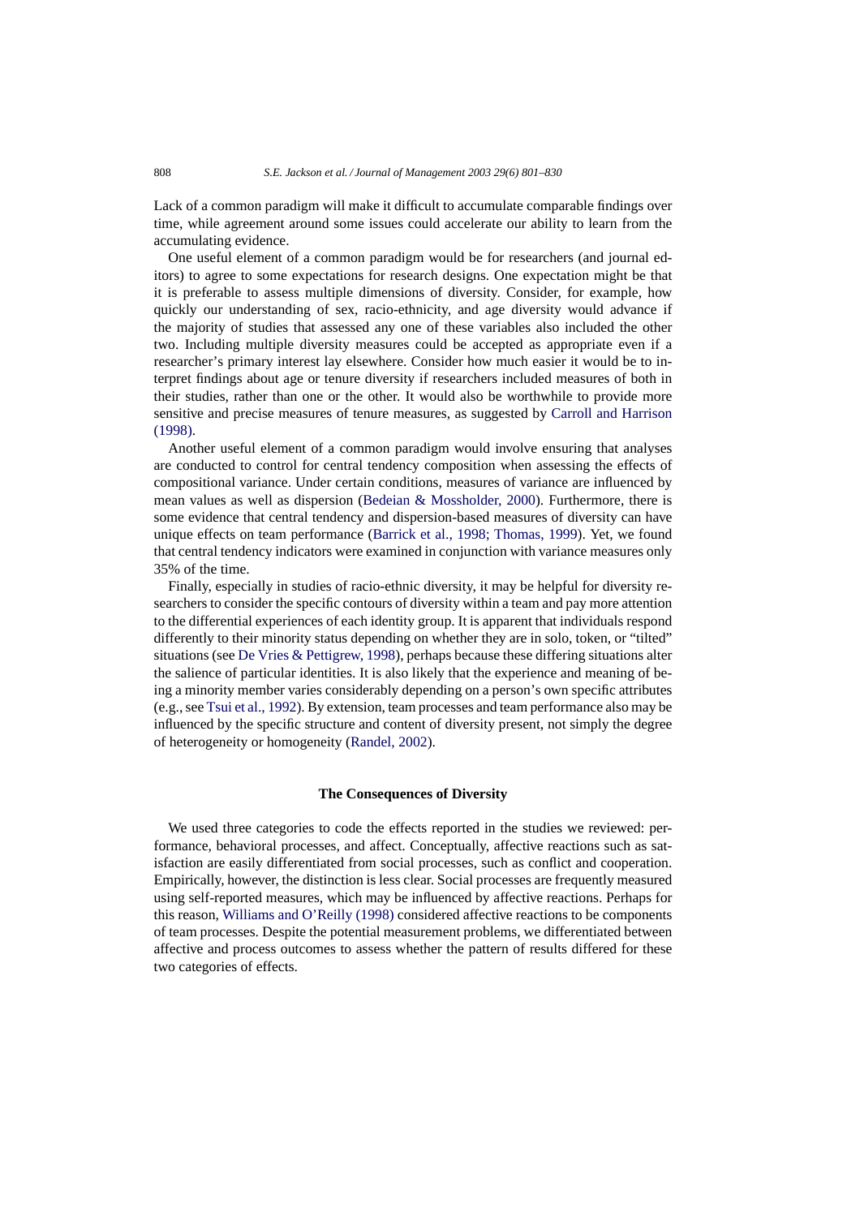Lack of a common paradigm will make it difficult to accumulate comparable findings over time, while agreement around some issues could accelerate our ability to learn from the accumulating evidence.

One useful element of a common paradigm would be for researchers (and journal editors) to agree to some expectations for research designs. One expectation might be that it is preferable to assess multiple dimensions of diversity. Consider, for example, how quickly our understanding of sex, racio-ethnicity, and age diversity would advance if the majority of studies that assessed any one of these variables also included the other two. Including multiple diversity measures could be accepted as appropriate even if a researcher's primary interest lay elsewhere. Consider how much easier it would be to interpret findings about age or tenure diversity if researchers included measures of both in their studies, rather than one or the other. It would also be worthwhile to provide more sensitive and precise measures of tenure measures, as suggested by Carroll and Harrison (1998).

Another useful element of a common paradigm would involve ensuring that analyses are conducted to control for central tendency composition when assessing the effects of compositional variance. Under certain conditions, measures of variance are influenced by mean values as well as dispersion (Bedeian & Mossholder, 2000). Furthermore, there is some evidence that central tendency and dispersion-based measures of diversity can have unique effects on team performance (Barrick et al., 1998; Thomas, 1999). Yet, we found that central tendency indicators were examined in conjunction with variance measures only 35% of the time.

Finally, especially in studies of racio-ethnic diversity, it may be helpful for diversity researchers to consider the specific contours of diversity within a team and pay more attention to the differential experiences of each identity group. It is apparent that individuals respond differently to their minority status depending on whether they are in solo, token, or "tilted" situations (see De Vries & Pettigrew, 1998), perhaps because these differing situations alter the salience of particular identities. It is also likely that the experience and meaning of being a minority member varies considerably depending on a person's own specific attributes (e.g., see Tsui et al., 1992). By extension, team processes and team performance also may be influenced by the specific structure and content of diversity present, not simply the degree of heterogeneity or homogeneity (Randel, 2002).

## The Consequences of Diversity

We used three categories to code the effects reported in the studies we reviewed: performance, behavioral processes, and affect. Conceptually, affective reactions such as satisfaction are easily differentiated from social processes, such as conflict and cooperation. Empirically, however, the distinction is less clear. Social processes are frequently measured using self-reported measures, which may be influenced by affective reactions. Perhaps for this reason, Williams and O'Reilly (1998) considered affective reactions to be components of team processes. Despite the potential measurement problems, we differentiated between affective and process outcomes to assess whether the pattern of results differed for these two categories of effects.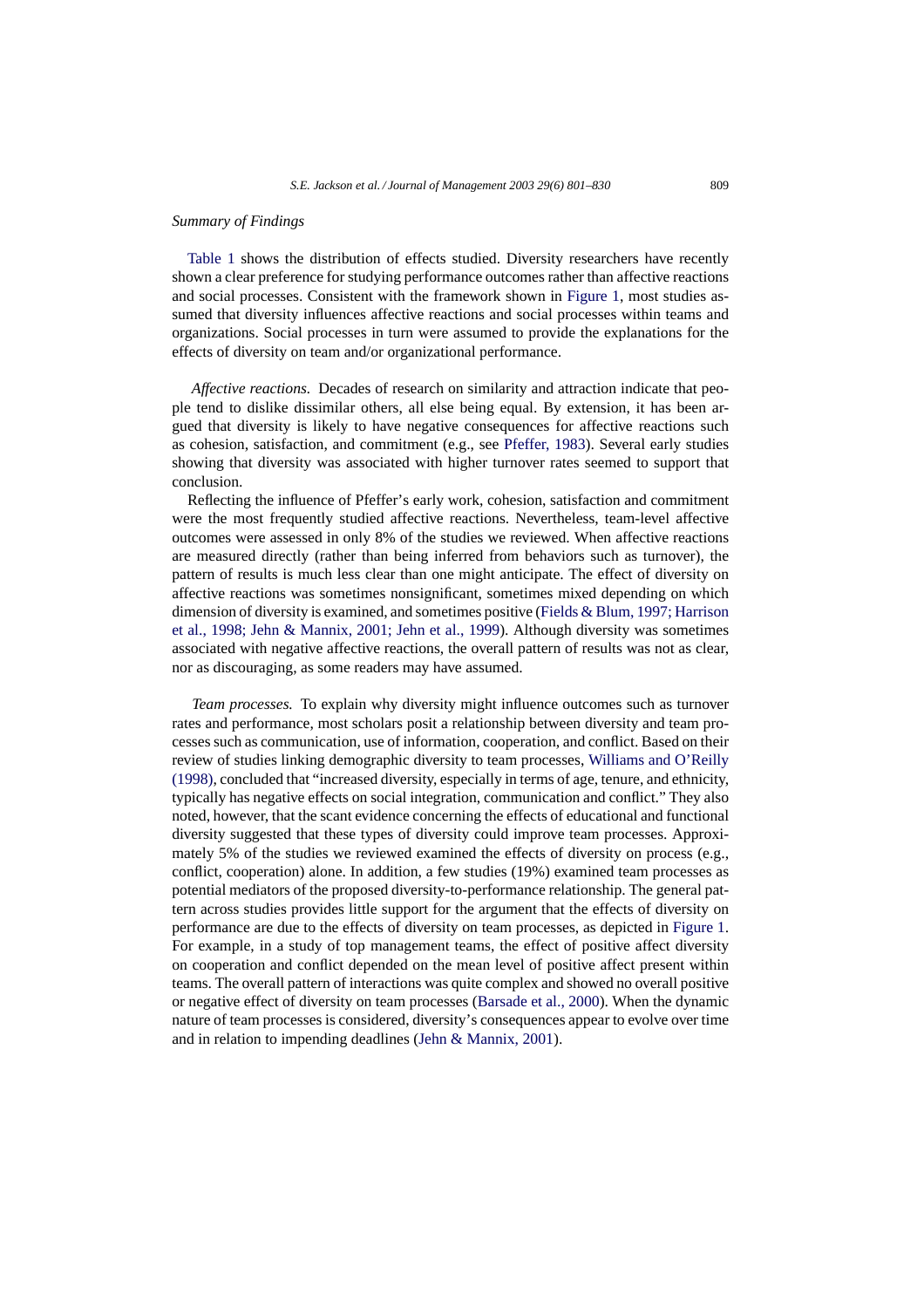### *Summary of Findings*

Table 1 shows the distribution of effects studied. Diversity researchers have recently shown a clear preference for studying performance outcomes rather than affective reactions and social processes. Consistent with the framework shown in Figure 1, most studies assumed that diversity influences affective reactions and social processes within teams and organizations. Social processes in turn were assumed to provide the explanations for the effects of diversity on team and/or organizational performance.

*Affective reactions.* Decades of research on similarity and attraction indicate that people tend to dislike dissimilar others, all else being equal. By extension, it has been argued that diversity is likely to have negative consequences for affective reactions such as cohesion, satisfaction, and commitment (e.g., see Pfeffer, 1983). Several early studies showing that diversity was associated with higher turnover rates seemed to support that conclusion.

Reflecting the influence of Pfeffer's early work, cohesion, satisfaction and commitment were the most frequently studied affective reactions. Nevertheless, team-level affective outcomes were assessed in only 8% of the studies we reviewed. When affective reactions are measured directly (rather than being inferred from behaviors such as turnover), the pattern of results is much less clear than one might anticipate. The effect of diversity on affective reactions was sometimes nonsignificant, sometimes mixed depending on which dimension of diversity is examined, and sometimes positive (Fields & Blum, 1997; Harrison et al., 1998; Jehn & Mannix, 2001; Jehn et al., 1999). Although diversity was sometimes associated with negative affective reactions, the overall pattern of results was not as clear, nor as discouraging, as some readers may have assumed.

*Team processes.* To explain why diversity might influence outcomes such as turnover rates and performance, most scholars posit a relationship between diversity and team processes such as communication, use of information, cooperation, and conflict. Based on their review of studies linking demographic diversity to team processes, Williams and O'Reilly (1998), concluded that "increased diversity, especially in terms of age, tenure, and ethnicity, typically has negative effects on social integration, communication and conflict." They also noted, however, that the scant evidence concerning the effects of educational and functional diversity suggested that these types of diversity could improve team processes. Approximately 5% of the studies we reviewed examined the effects of diversity on process (e.g., conflict, cooperation) alone. In addition, a few studies (19%) examined team processes as potential mediators of the proposed diversity-to-performance relationship. The general pattern across studies provides little support for the argument that the effects of diversity on performance are due to the effects of diversity on team processes, as depicted in Figure 1. For example, in a study of top management teams, the effect of positive affect diversity on cooperation and conflict depended on the mean level of positive affect present within teams. The overall pattern of interactions was quite complex and showed no overall positive or negative effect of diversity on team processes (Barsade et al., 2000). When the dynamic nature of team processes is considered, diversity's consequences appear to evolve over time and in relation to impending deadlines (Jehn & Mannix, 2001).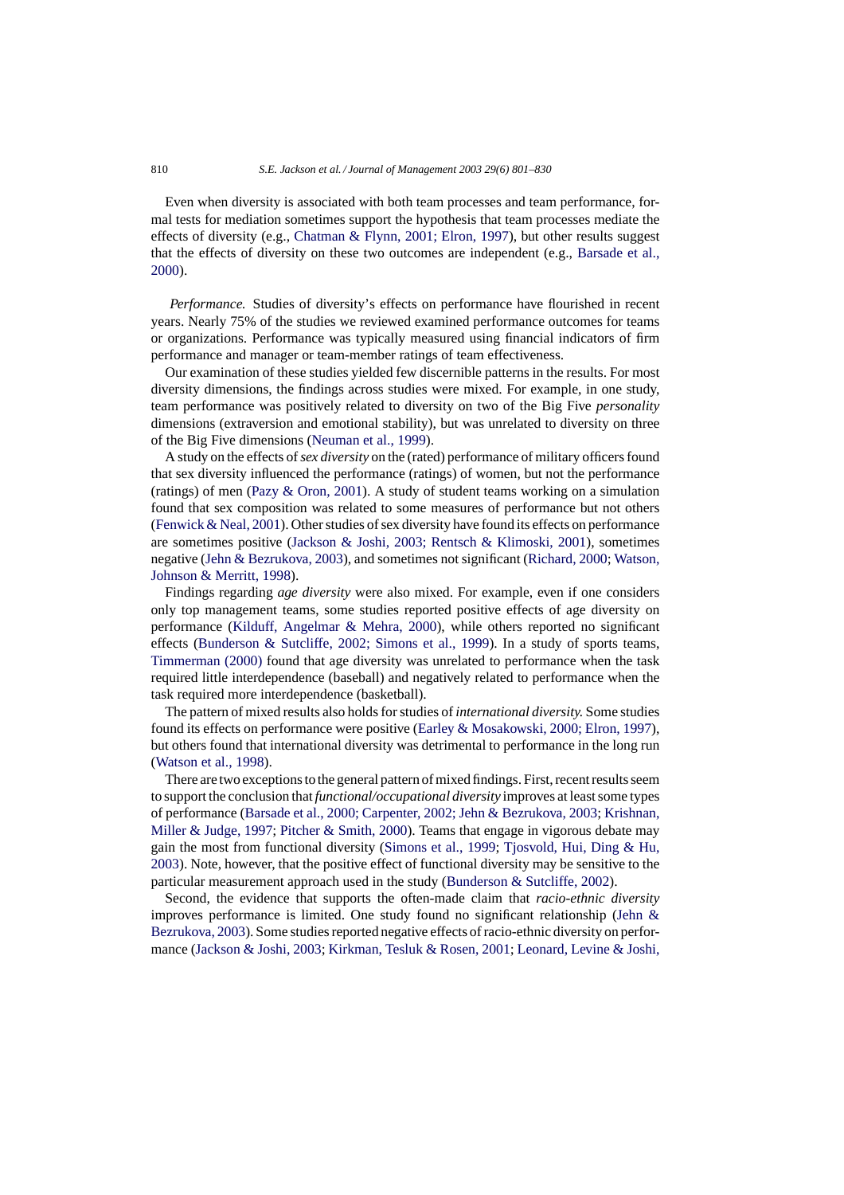Even when diversity is associated with both team processes and team performance, formal tests for mediation sometimes support the hypothesis that team processes mediate the effects of diversity (e.g., Chatman & Flynn, 2001; Elron, 1997), but other results suggest that the effects of diversity on these two outcomes are independent (e.g., Barsade et al., 2000).

*Performance.* Studies of diversity's effects on performance have flourished in recent years. Nearly 75% of the studies we reviewed examined performance outcomes for teams or organizations. Performance was typically measured using financial indicators of firm performance and manager or team-member ratings of team effectiveness.

Our examination of these studies yielded few discernible patterns in the results. For most diversity dimensions, the findings across studies were mixed. For example, in one study, team performance was positively related to diversity on two of the Big Five *personality* dimensions (extraversion and emotional stability), but was unrelated to diversity on three of the Big Five dimensions (Neuman et al., 1999).

A study on the effects of *sex diversity* on the (rated) performance of military officers found that sex diversity influenced the performance (ratings) of women, but not the performance (ratings) of men (Pazy & Oron, 2001). A study of student teams working on a simulation found that sex composition was related to some measures of performance but not others (Fenwick & Neal, 2001). Other studies of sex diversity have found its effects on performance are sometimes positive (Jackson & Joshi, 2003; Rentsch & Klimoski, 2001), sometimes negative (Jehn & Bezrukova, 2003), and sometimes not significant (Richard, 2000; Watson, Johnson & Merritt, 1998).

Findings regarding *age diversity* were also mixed. For example, even if one considers only top management teams, some studies reported positive effects of age diversity on performance (Kilduff, Angelmar & Mehra, 2000), while others reported no significant effects (Bunderson & Sutcliffe, 2002; Simons et al., 1999). In a study of sports teams, Timmerman (2000) found that age diversity was unrelated to performance when the task required little interdependence (baseball) and negatively related to performance when the task required more interdependence (basketball).

The pattern of mixed results also holds for studies of *international diversity.* Some studies found its effects on performance were positive (Earley & Mosakowski, 2000; Elron, 1997), but others found that international diversity was detrimental to performance in the long run (Watson et al., 1998).

There are two exceptions to the general pattern of mixed findings. First, recent results seem to support the conclusion that *functional/occupational diversity* improves at least some types of performance (Barsade et al., 2000; Carpenter, 2002; Jehn & Bezrukova, 2003; Krishnan, Miller & Judge, 1997; Pitcher & Smith, 2000). Teams that engage in vigorous debate may gain the most from functional diversity (Simons et al., 1999; Tjosvold, Hui, Ding & Hu, 2003). Note, however, that the positive effect of functional diversity may be sensitive to the particular measurement approach used in the study (Bunderson & Sutcliffe, 2002).

Second, the evidence that supports the often-made claim that *racio-ethnic diversity* improves performance is limited. One study found no significant relationship (Jehn & Bezrukova, 2003). Some studies reported negative effects of racio-ethnic diversity on performance (Jackson & Joshi, 2003; Kirkman, Tesluk & Rosen, 2001; Leonard, Levine & Joshi,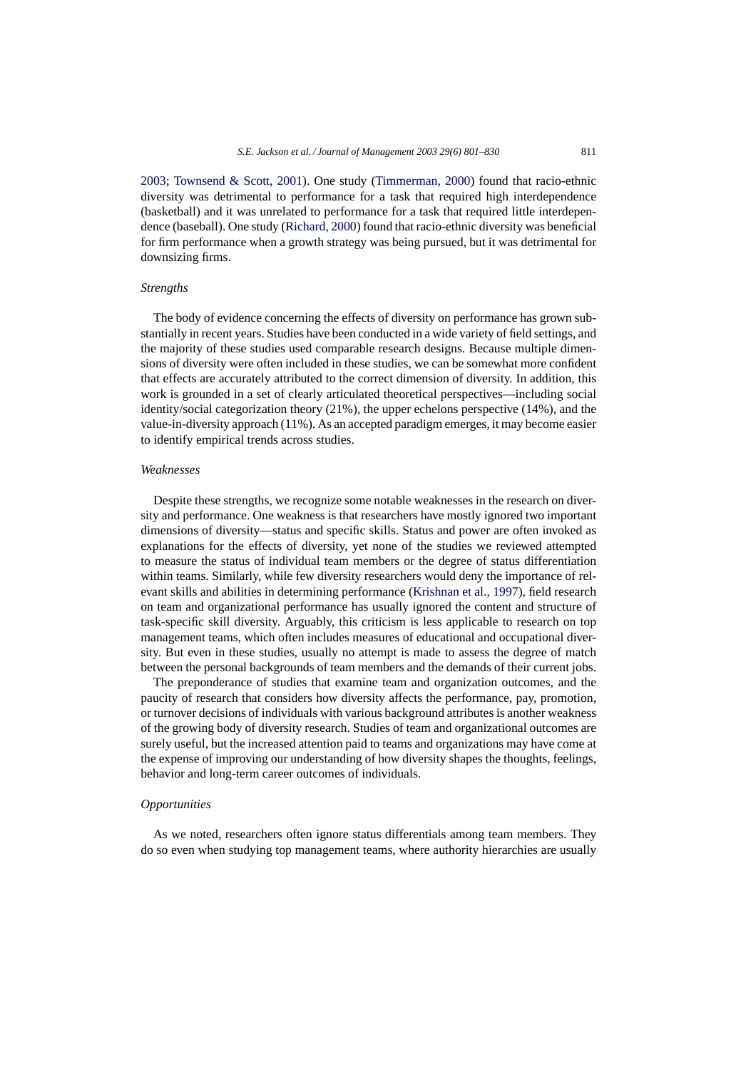2003; Townsend & Scott, 2001). One study (Timmerman, 2000) found that racio-ethnic diversity was detrimental to performance for a task that required high interdependence (basketball) and it was unrelated to performance for a task that required little interdependence (baseball). One study (Richard, 2000) found that racio-ethnic diversity was beneficial for firm performance when a growth strategy was being pursued, but it was detrimental for downsizing firms.

### *Strengths*

The body of evidence concerning the effects of diversity on performance has grown substantially in recent years. Studies have been conducted in a wide variety of field settings, and the majority of these studies used comparable research designs. Because multiple dimensions of diversity were often included in these studies, we can be somewhat more confident that effects are accurately attributed to the correct dimension of diversity. In addition, this work is grounded in a set of clearly articulated theoretical perspectives—including social identity/social categorization theory (21%), the upper echelons perspective (14%), and the value-in-diversity approach (11%). As an accepted paradigm emerges, it may become easier to identify empirical trends across studies.

### *Weaknesses*

Despite these strengths, we recognize some notable weaknesses in the research on diversity and performance. One weakness is that researchers have mostly ignored two important dimensions of diversity—status and specific skills. Status and power are often invoked as explanations for the effects of diversity, yet none of the studies we reviewed attempted to measure the status of individual team members or the degree of status differentiation within teams. Similarly, while few diversity researchers would deny the importance of relevant skills and abilities in determining performance (Krishnan et al., 1997), field research on team and organizational performance has usually ignored the content and structure of task-specific skill diversity. Arguably, this criticism is less applicable to research on top management teams, which often includes measures of educational and occupational diversity. But even in these studies, usually no attempt is made to assess the degree of match between the personal backgrounds of team members and the demands of their current jobs.

The preponderance of studies that examine team and organization outcomes, and the paucity of research that considers how diversity affects the performance, pay, promotion, or turnover decisions of individuals with various background attributes is another weakness of the growing body of diversity research. Studies of team and organizational outcomes are surely useful, but the increased attention paid to teams and organizations may have come at the expense of improving our understanding of how diversity shapes the thoughts, feelings, behavior and long-term career outcomes of individuals.

### *Opportunities*

As we noted, researchers often ignore status differentials among team members. They do so even when studying top management teams, where authority hierarchies are usually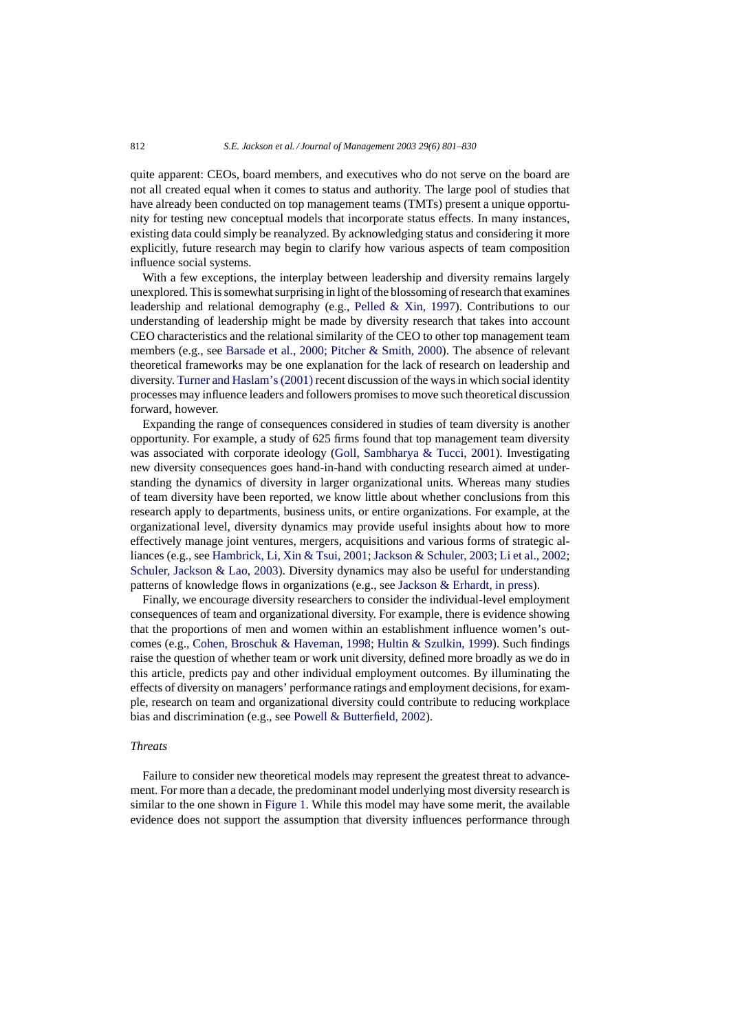quite apparent: CEOs, board members, and executives who do not serve on the board are not all created equal when it comes to status and authority. The large pool of studies that have already been conducted on top management teams (TMTs) present a unique opportunity for testing new conceptual models that incorporate status effects. In many instances, existing data could simply be reanalyzed. By acknowledging status and considering it more explicitly, future research may begin to clarify how various aspects of team composition influence social systems.

With a few exceptions, the interplay between leadership and diversity remains largely unexplored. This is somewhat surprising in light of the blossoming of research that examines leadership and relational demography (e.g., Pelled & Xin, 1997). Contributions to our understanding of leadership might be made by diversity research that takes into account CEO characteristics and the relational similarity of the CEO to other top management team members (e.g., see Barsade et al., 2000; Pitcher & Smith, 2000). The absence of relevant theoretical frameworks may be one explanation for the lack of research on leadership and diversity. Turner and Haslam's (2001) recent discussion of the ways in which social identity processes may influence leaders and followers promises to move such theoretical discussion forward, however.

Expanding the range of consequences considered in studies of team diversity is another opportunity. For example, a study of 625 firms found that top management team diversity was associated with corporate ideology (Goll, Sambharya & Tucci, 2001). Investigating new diversity consequences goes hand-in-hand with conducting research aimed at understanding the dynamics of diversity in larger organizational units. Whereas many studies of team diversity have been reported, we know little about whether conclusions from this research apply to departments, business units, or entire organizations. For example, at the organizational level, diversity dynamics may provide useful insights about how to more effectively manage joint ventures, mergers, acquisitions and various forms of strategic alliances (e.g., see Hambrick, Li, Xin & Tsui, 2001; Jackson & Schuler, 2003; Li et al., 2002; Schuler, Jackson & Lao, 2003). Diversity dynamics may also be useful for understanding patterns of knowledge flows in organizations (e.g., see Jackson & Erhardt, in press).

Finally, we encourage diversity researchers to consider the individual-level employment consequences of team and organizational diversity. For example, there is evidence showing that the proportions of men and women within an establishment influence women's outcomes (e.g., Cohen, Broschuk & Haveman, 1998; Hultin & Szulkin, 1999). Such findings raise the question of whether team or work unit diversity, defined more broadly as we do in this article, predicts pay and other individual employment outcomes. By illuminating the effects of diversity on managers' performance ratings and employment decisions, for example, research on team and organizational diversity could contribute to reducing workplace bias and discrimination (e.g., see Powell & Butterfield, 2002).

### *Threats*

Failure to consider new theoretical models may represent the greatest threat to advancement. For more than a decade, the predominant model underlying most diversity research is similar to the one shown in Figure 1. While this model may have some merit, the available evidence does not support the assumption that diversity influences performance through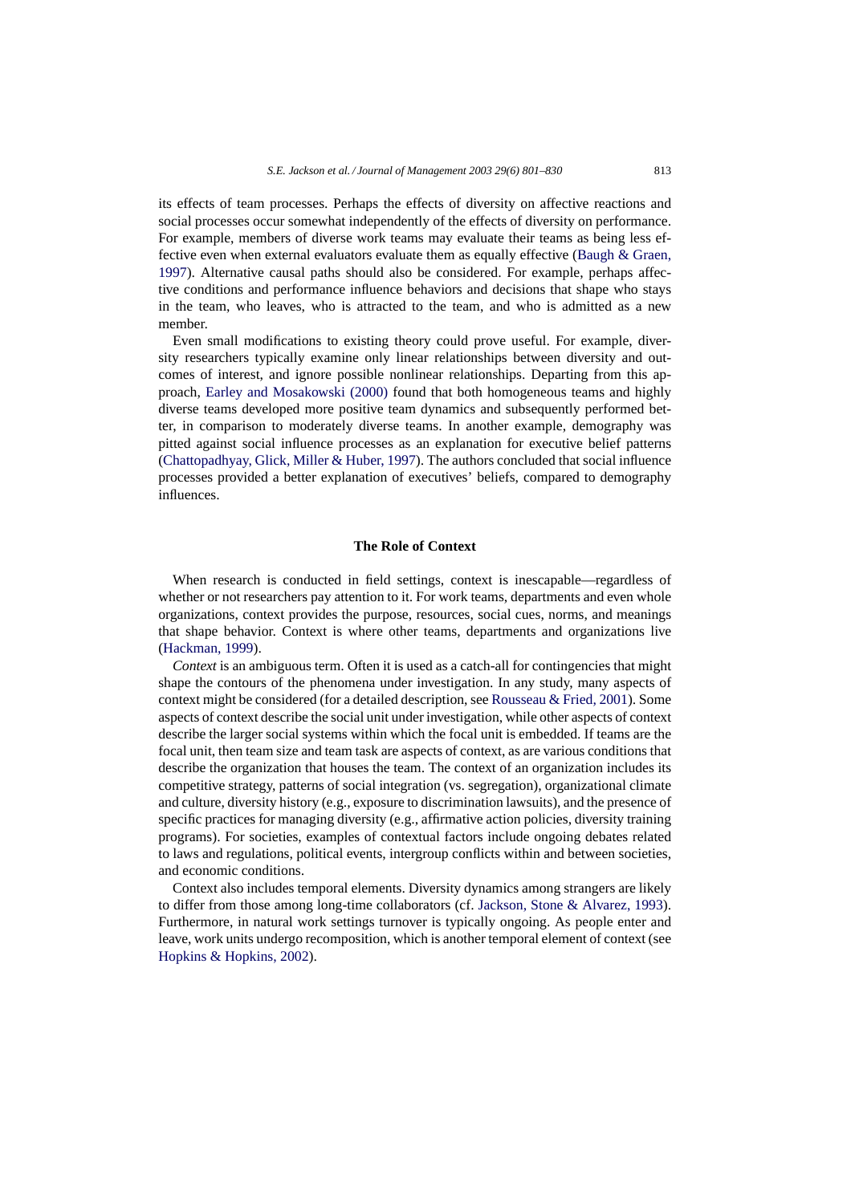its effects of team processes. Perhaps the effects of diversity on affective reactions and social processes occur somewhat independently of the effects of diversity on performance. For example, members of diverse work teams may evaluate their teams as being less effective even when external evaluators evaluate them as equally effective (Baugh & Graen, 1997). Alternative causal paths should also be considered. For example, perhaps affective conditions and performance influence behaviors and decisions that shape who stays in the team, who leaves, who is attracted to the team, and who is admitted as a new member.

Even small modifications to existing theory could prove useful. For example, diversity researchers typically examine only linear relationships between diversity and outcomes of interest, and ignore possible nonlinear relationships. Departing from this approach, Earley and Mosakowski (2000) found that both homogeneous teams and highly diverse teams developed more positive team dynamics and subsequently performed better, in comparison to moderately diverse teams. In another example, demography was pitted against social influence processes as an explanation for executive belief patterns (Chattopadhyay, Glick, Miller & Huber, 1997). The authors concluded that social influence processes provided a better explanation of executives' beliefs, compared to demography influences.

## The Role of Context

When research is conducted in field settings, context is inescapable—regardless of whether or not researchers pay attention to it. For work teams, departments and even whole organizations, context provides the purpose, resources, social cues, norms, and meanings that shape behavior. Context is where other teams, departments and organizations live (Hackman, 1999).

*Context* is an ambiguous term. Often it is used as a catch-all for contingencies that might shape the contours of the phenomena under investigation. In any study, many aspects of context might be considered (for a detailed description, see Rousseau & Fried, 2001). Some aspects of context describe the social unit under investigation, while other aspects of context describe the larger social systems within which the focal unit is embedded. If teams are the focal unit, then team size and team task are aspects of context, as are various conditions that describe the organization that houses the team. The context of an organization includes its competitive strategy, patterns of social integration (vs. segregation), organizational climate and culture, diversity history (e.g., exposure to discrimination lawsuits), and the presence of specific practices for managing diversity (e.g., affirmative action policies, diversity training programs). For societies, examples of contextual factors include ongoing debates related to laws and regulations, political events, intergroup conflicts within and between societies, and economic conditions.

Context also includes temporal elements. Diversity dynamics among strangers are likely to differ from those among long-time collaborators (cf. Jackson, Stone & Alvarez, 1993). Furthermore, in natural work settings turnover is typically ongoing. As people enter and leave, work units undergo recomposition, which is another temporal element of context (see Hopkins & Hopkins, 2002).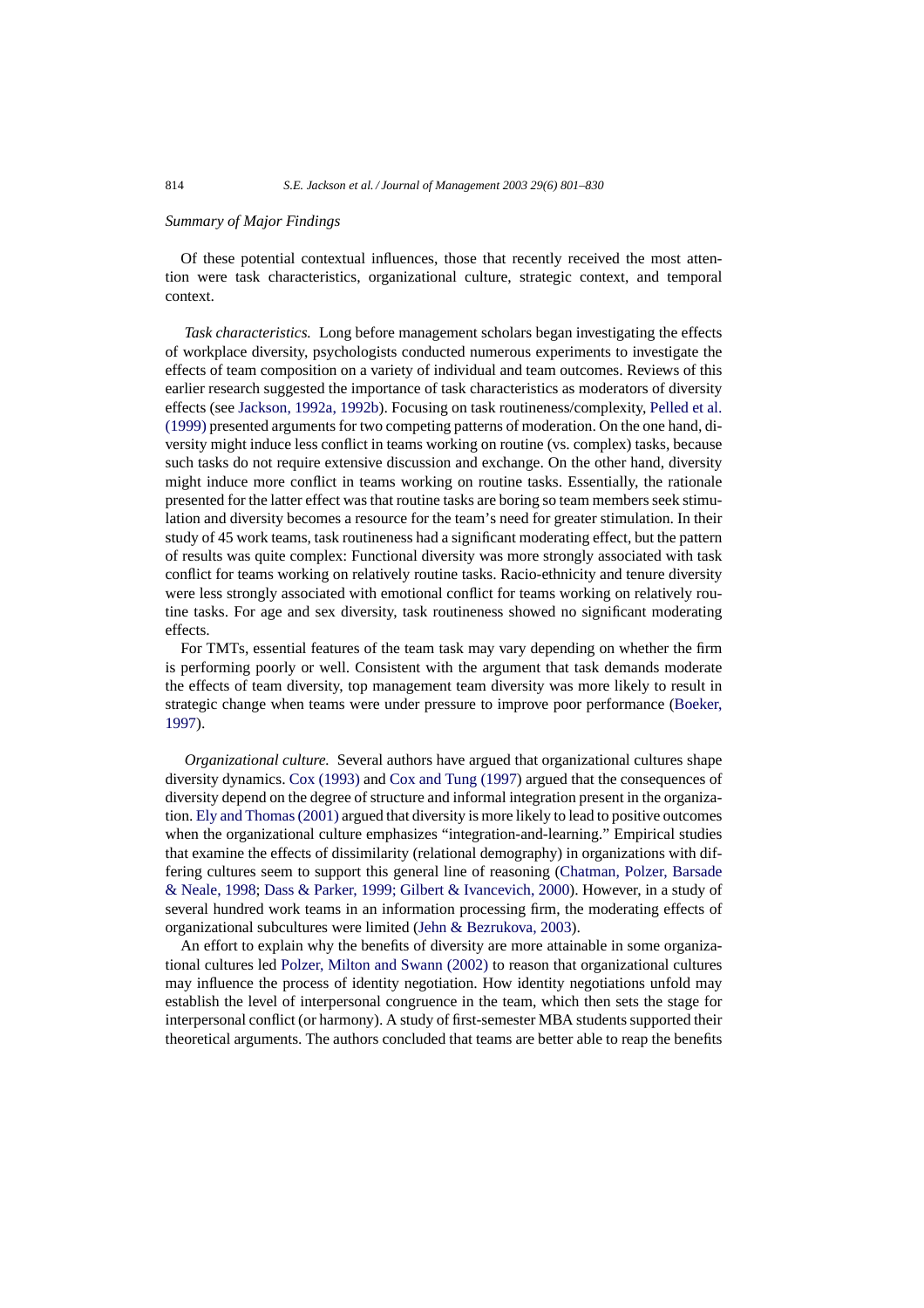*Summary of Major Findings*

Of these potential contextual influences, those that recently received the most attention were task characteristics, organizational culture, strategic context, and temporal context.

*Task characteristics.* Long before management scholars began investigating the effects of workplace diversity, psychologists conducted numerous experiments to investigate the effects of team composition on a variety of individual and team outcomes. Reviews of this earlier research suggested the importance of task characteristics as moderators of diversity effects (see Jackson, 1992a, 1992b). Focusing on task routineness/complexity, Pelled et al. (1999) presented arguments for two competing patterns of moderation. On the one hand, diversity might induce less conflict in teams working on routine (vs. complex) tasks, because such tasks do not require extensive discussion and exchange. On the other hand, diversity might induce more conflict in teams working on routine tasks. Essentially, the rationale presented for the latter effect was that routine tasks are boring so team members seek stimulation and diversity becomes a resource for the team's need for greater stimulation. In their study of 45 work teams, task routineness had a significant moderating effect, but the pattern of results was quite complex: Functional diversity was more strongly associated with task conflict for teams working on relatively routine tasks. Racio-ethnicity and tenure diversity were less strongly associated with emotional conflict for teams working on relatively routine tasks. For age and sex diversity, task routineness showed no significant moderating effects.

For TMTs, essential features of the team task may vary depending on whether the firm is performing poorly or well. Consistent with the argument that task demands moderate the effects of team diversity, top management team diversity was more likely to result in strategic change when teams were under pressure to improve poor performance (Boeker, 1997).

*Organizational culture.* Several authors have argued that organizational cultures shape diversity dynamics. Cox (1993) and Cox and Tung (1997) argued that the consequences of diversity depend on the degree of structure and informal integration present in the organization. Ely and Thomas (2001) argued that diversity is more likely to lead to positive outcomes when the organizational culture emphasizes "integration-and-learning." Empirical studies that examine the effects of dissimilarity (relational demography) in organizations with differing cultures seem to support this general line of reasoning (Chatman, Polzer, Barsade & Neale, 1998; Dass & Parker, 1999; Gilbert & Ivancevich, 2000). However, in a study of several hundred work teams in an information processing firm, the moderating effects of organizational subcultures were limited (Jehn & Bezrukova, 2003).

An effort to explain why the benefits of diversity are more attainable in some organizational cultures led Polzer, Milton and Swann (2002) to reason that organizational cultures may influence the process of identity negotiation. How identity negotiations unfold may establish the level of interpersonal congruence in the team, which then sets the stage for interpersonal conflict (or harmony). A study of first-semester MBA students supported their theoretical arguments. The authors concluded that teams are better able to reap the benefits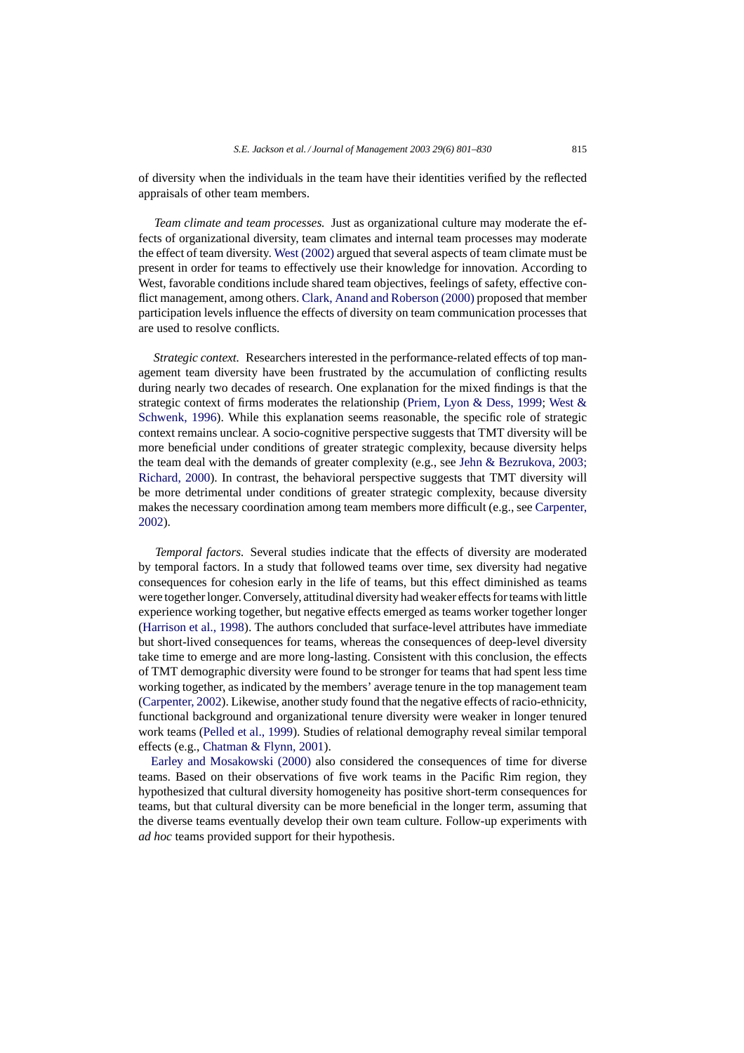of diversity when the individuals in the team have their identities verified by the reflected appraisals of other team members.

*Team climate and team processes.* Just as organizational culture may moderate the effects of organizational diversity, team climates and internal team processes may moderate the effect of team diversity. West (2002) argued that several aspects of team climate must be present in order for teams to effectively use their knowledge for innovation. According to West, favorable conditions include shared team objectives, feelings of safety, effective conflict management, among others. Clark, Anand and Roberson (2000) proposed that member participation levels influence the effects of diversity on team communication processes that are used to resolve conflicts.

*Strategic context.* Researchers interested in the performance-related effects of top management team diversity have been frustrated by the accumulation of conflicting results during nearly two decades of research. One explanation for the mixed findings is that the strategic context of firms moderates the relationship (Priem, Lyon & Dess, 1999; West & Schwenk, 1996). While this explanation seems reasonable, the specific role of strategic context remains unclear. A socio-cognitive perspective suggests that TMT diversity will be more beneficial under conditions of greater strategic complexity, because diversity helps the team deal with the demands of greater complexity (e.g., see Jehn & Bezrukova, 2003; Richard, 2000). In contrast, the behavioral perspective suggests that TMT diversity will be more detrimental under conditions of greater strategic complexity, because diversity makes the necessary coordination among team members more difficult (e.g., see Carpenter, 2002).

*Temporal factors.* Several studies indicate that the effects of diversity are moderated by temporal factors. In a study that followed teams over time, sex diversity had negative consequences for cohesion early in the life of teams, but this effect diminished as teams were together longer. Conversely, attitudinal diversity had weaker effects for teams with little experience working together, but negative effects emerged as teams worker together longer (Harrison et al., 1998). The authors concluded that surface-level attributes have immediate but short-lived consequences for teams, whereas the consequences of deep-level diversity take time to emerge and are more long-lasting. Consistent with this conclusion, the effects of TMT demographic diversity were found to be stronger for teams that had spent less time working together, as indicated by the members' average tenure in the top management team (Carpenter, 2002). Likewise, another study found that the negative effects of racio-ethnicity, functional background and organizational tenure diversity were weaker in longer tenured work teams (Pelled et al., 1999). Studies of relational demography reveal similar temporal effects (e.g., Chatman & Flynn, 2001).

Earley and Mosakowski (2000) also considered the consequences of time for diverse teams. Based on their observations of five work teams in the Pacific Rim region, they hypothesized that cultural diversity homogeneity has positive short-term consequences for teams, but that cultural diversity can be more beneficial in the longer term, assuming that the diverse teams eventually develop their own team culture. Follow-up experiments with *ad hoc* teams provided support for their hypothesis.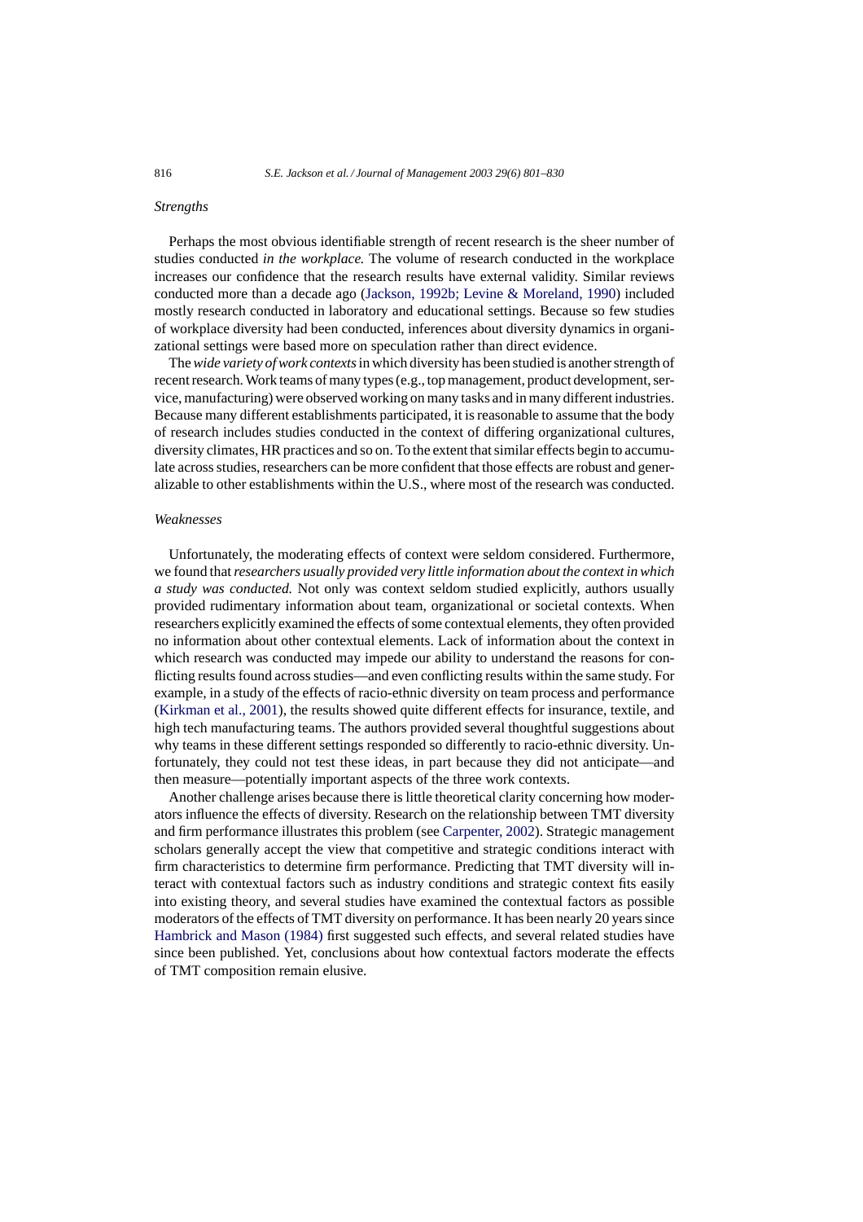### *Strengths*

Perhaps the most obvious identifiable strength of recent research is the sheer number of studies conducted *in the workplace.* The volume of research conducted in the workplace increases our confidence that the research results have external validity. Similar reviews conducted more than a decade ago (Jackson, 1992b; Levine & Moreland, 1990) included mostly research conducted in laboratory and educational settings. Because so few studies of workplace diversity had been conducted, inferences about diversity dynamics in organizational settings were based more on speculation rather than direct evidence.

The *wide variety of work contexts* in which diversity has been studied is another strength of recent research. Work teams of many types (e.g., top management, product development, service, manufacturing) were observed working on many tasks and in many different industries. Because many different establishments participated, it is reasonable to assume that the body of research includes studies conducted in the context of differing organizational cultures, diversity climates, HR practices and so on. To the extent that similar effects begin to accumulate across studies, researchers can be more confident that those effects are robust and generalizable to other establishments within the U.S., where most of the research was conducted.

### *Weaknesses*

Unfortunately, the moderating effects of context were seldom considered. Furthermore, we found that *researchers usually provided very little information about the context in which a study was conducted.* Not only was context seldom studied explicitly, authors usually provided rudimentary information about team, organizational or societal contexts. When researchers explicitly examined the effects of some contextual elements, they often provided no information about other contextual elements. Lack of information about the context in which research was conducted may impede our ability to understand the reasons for conflicting results found across studies—and even conflicting results within the same study. For example, in a study of the effects of racio-ethnic diversity on team process and performance (Kirkman et al., 2001), the results showed quite different effects for insurance, textile, and high tech manufacturing teams. The authors provided several thoughtful suggestions about why teams in these different settings responded so differently to racio-ethnic diversity. Unfortunately, they could not test these ideas, in part because they did not anticipate—and then measure—potentially important aspects of the three work contexts.

Another challenge arises because there is little theoretical clarity concerning how moderators influence the effects of diversity. Research on the relationship between TMT diversity and firm performance illustrates this problem (see Carpenter, 2002). Strategic management scholars generally accept the view that competitive and strategic conditions interact with firm characteristics to determine firm performance. Predicting that TMT diversity will interact with contextual factors such as industry conditions and strategic context fits easily into existing theory, and several studies have examined the contextual factors as possible moderators of the effects of TMT diversity on performance. It has been nearly 20 years since Hambrick and Mason (1984) first suggested such effects, and several related studies have since been published. Yet, conclusions about how contextual factors moderate the effects of TMT composition remain elusive.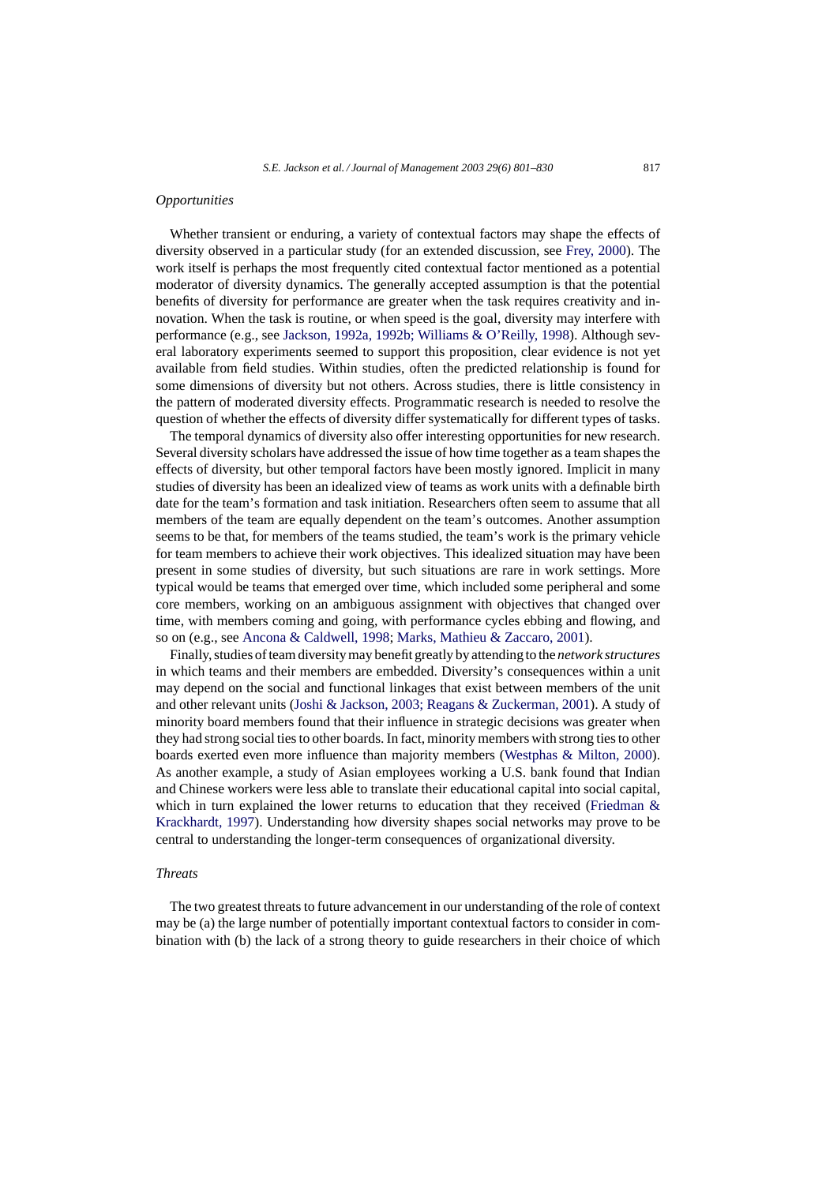*Opportunities*

Whether transient or enduring, a variety of contextual factors may shape the effects of diversity observed in a particular study (for an extended discussion, see Frey, 2000). The work itself is perhaps the most frequently cited contextual factor mentioned as a potential moderator of diversity dynamics. The generally accepted assumption is that the potential benefits of diversity for performance are greater when the task requires creativity and innovation. When the task is routine, or when speed is the goal, diversity may interfere with performance (e.g., see Jackson, 1992a, 1992b; Williams & O'Reilly, 1998). Although several laboratory experiments seemed to support this proposition, clear evidence is not yet available from field studies. Within studies, often the predicted relationship is found for some dimensions of diversity but not others. Across studies, there is little consistency in the pattern of moderated diversity effects. Programmatic research is needed to resolve the question of whether the effects of diversity differ systematically for different types of tasks.

The temporal dynamics of diversity also offer interesting opportunities for new research. Several diversity scholars have addressed the issue of how time together as a team shapes the effects of diversity, but other temporal factors have been mostly ignored. Implicit in many studies of diversity has been an idealized view of teams as work units with a definable birth date for the team's formation and task initiation. Researchers often seem to assume that all members of the team are equally dependent on the team's outcomes. Another assumption seems to be that, for members of the teams studied, the team's work is the primary vehicle for team members to achieve their work objectives. This idealized situation may have been present in some studies of diversity, but such situations are rare in work settings. More typical would be teams that emerged over time, which included some peripheral and some core members, working on an ambiguous assignment with objectives that changed over time, with members coming and going, with performance cycles ebbing and flowing, and so on (e.g., see Ancona & Caldwell, 1998; Marks, Mathieu & Zaccaro, 2001).

Finally, studies of team diversity may benefit greatly by attending to the *network structures* in which teams and their members are embedded. Diversity's consequences within a unit may depend on the social and functional linkages that exist between members of the unit and other relevant units (Joshi & Jackson, 2003; Reagans & Zuckerman, 2001). A study of minority board members found that their influence in strategic decisions was greater when they had strong social ties to other boards. In fact, minority members with strong ties to other boards exerted even more influence than majority members (Westphas & Milton, 2000). As another example, a study of Asian employees working a U.S. bank found that Indian and Chinese workers were less able to translate their educational capital into social capital, which in turn explained the lower returns to education that they received (Friedman & Krackhardt, 1997). Understanding how diversity shapes social networks may prove to be central to understanding the longer-term consequences of organizational diversity.

*Threats*

The two greatest threats to future advancement in our understanding of the role of context may be (a) the large number of potentially important contextual factors to consider in combination with (b) the lack of a strong theory to guide researchers in their choice of which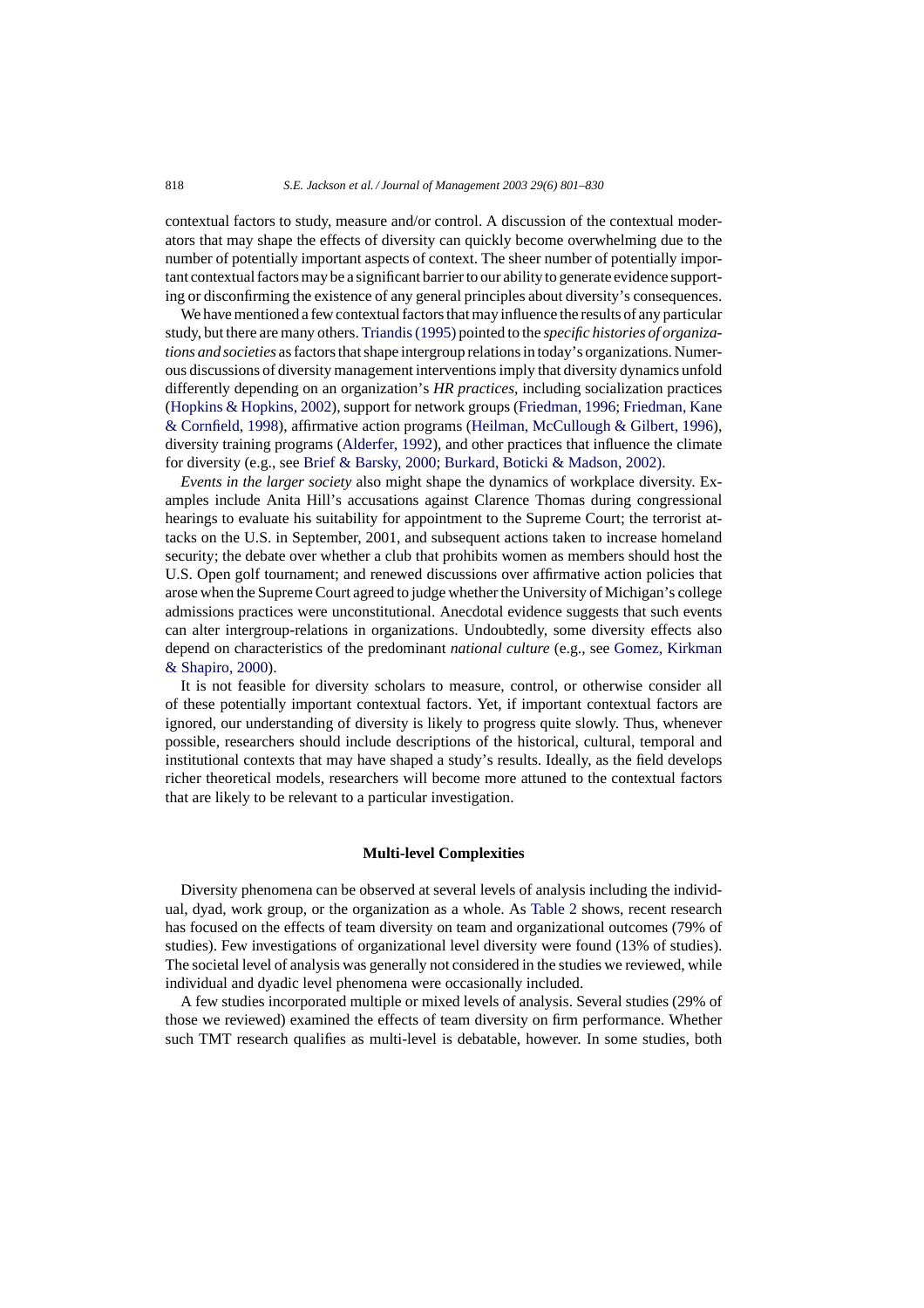contextual factors to study, measure and/or control. A discussion of the contextual moderators that may shape the effects of diversity can quickly become overwhelming due to the number of potentially important aspects of context. The sheer number of potentially important contextual factors may be a significant barrier to our ability to generate evidence supporting or disconfirming the existence of any general principles about diversity's consequences.

We have mentioned a few contextual factors that may influence the results of any particular study, but there are many others. Triandis (1995) pointed to the *specific histories of organizations and societies* as factors that shape intergroup relations in today's organizations. Numerous discussions of diversity management interventions imply that diversity dynamics unfold differently depending on an organization's *HR practices*, including socialization practices (Hopkins & Hopkins, 2002), support for network groups (Friedman, 1996; Friedman, Kane & Cornfield, 1998), affirmative action programs (Heilman, McCullough & Gilbert, 1996), diversity training programs (Alderfer, 1992), and other practices that influence the climate for diversity (e.g., see Brief & Barsky, 2000; Burkard, Boticki & Madson, 2002).

*Events in the larger society* also might shape the dynamics of workplace diversity. Examples include Anita Hill's accusations against Clarence Thomas during congressional hearings to evaluate his suitability for appointment to the Supreme Court; the terrorist attacks on the U.S. in September, 2001, and subsequent actions taken to increase homeland security; the debate over whether a club that prohibits women as members should host the U.S. Open golf tournament; and renewed discussions over affirmative action policies that arose when the Supreme Court agreed to judge whether the University of Michigan's college admissions practices were unconstitutional. Anecdotal evidence suggests that such events can alter intergroup-relations in organizations. Undoubtedly, some diversity effects also depend on characteristics of the predominant *national culture* (e.g., see Gomez, Kirkman & Shapiro, 2000).

It is not feasible for diversity scholars to measure, control, or otherwise consider all of these potentially important contextual factors. Yet, if important contextual factors are ignored, our understanding of diversity is likely to progress quite slowly. Thus, whenever possible, researchers should include descriptions of the historical, cultural, temporal and institutional contexts that may have shaped a study's results. Ideally, as the field develops richer theoretical models, researchers will become more attuned to the contextual factors that are likely to be relevant to a particular investigation.

## Multi-level Complexities

Diversity phenomena can be observed at several levels of analysis including the individual, dyad, work group, or the organization as a whole. As Table 2 shows, recent research has focused on the effects of team diversity on team and organizational outcomes (79% of studies). Few investigations of organizational level diversity were found (13% of studies). The societal level of analysis was generally not considered in the studies we reviewed, while individual and dyadic level phenomena were occasionally included.

A few studies incorporated multiple or mixed levels of analysis. Several studies (29% of those we reviewed) examined the effects of team diversity on firm performance. Whether such TMT research qualifies as multi-level is debatable, however. In some studies, both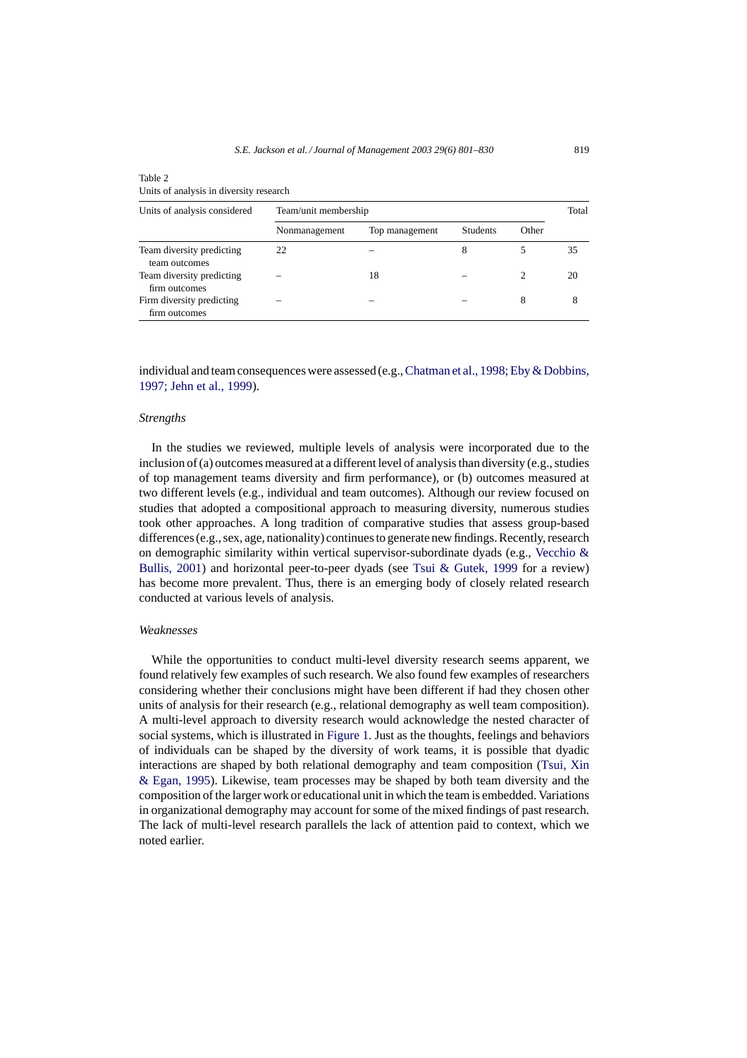Table 2
Units of analysis in diversity research

| Units of analysis considered | Team/unit membership | | | | Total |
|---|---|---|---|---|---|
| | Nonmanagement | Top management | Students | Other | |
| Team diversity predicting team outcomes | 22 | – | 8 | 5 | 35 |
| Team diversity predicting firm outcomes | – | 18 | – | 2 | 20 |
| Firm diversity predicting firm outcomes | – | – | – | 8 | 8 |

individual and team consequences were assessed (e.g., Chatman et al., 1998; Eby & Dobbins, 1997; Jehn et al., 1999).

*Strengths*

In the studies we reviewed, multiple levels of analysis were incorporated due to the inclusion of (a) outcomes measured at a different level of analysis than diversity (e.g., studies of top management teams diversity and firm performance), or (b) outcomes measured at two different levels (e.g., individual and team outcomes). Although our review focused on studies that adopted a compositional approach to measuring diversity, numerous studies took other approaches. A long tradition of comparative studies that assess group-based differences (e.g., sex, age, nationality) continues to generate new findings. Recently, research on demographic similarity within vertical supervisor-subordinate dyads (e.g., Vecchio & Bullis, 2001) and horizontal peer-to-peer dyads (see Tsui & Gutek, 1999 for a review) has become more prevalent. Thus, there is an emerging body of closely related research conducted at various levels of analysis.

*Weaknesses*

While the opportunities to conduct multi-level diversity research seems apparent, we found relatively few examples of such research. We also found few examples of researchers considering whether their conclusions might have been different if had they chosen other units of analysis for their research (e.g., relational demography as well team composition). A multi-level approach to diversity research would acknowledge the nested character of social systems, which is illustrated in Figure 1. Just as the thoughts, feelings and behaviors of individuals can be shaped by the diversity of work teams, it is possible that dyadic interactions are shaped by both relational demography and team composition (Tsui, Xin & Egan, 1995). Likewise, team processes may be shaped by both team diversity and the composition of the larger work or educational unit in which the team is embedded. Variations in organizational demography may account for some of the mixed findings of past research. The lack of multi-level research parallels the lack of attention paid to context, which we noted earlier.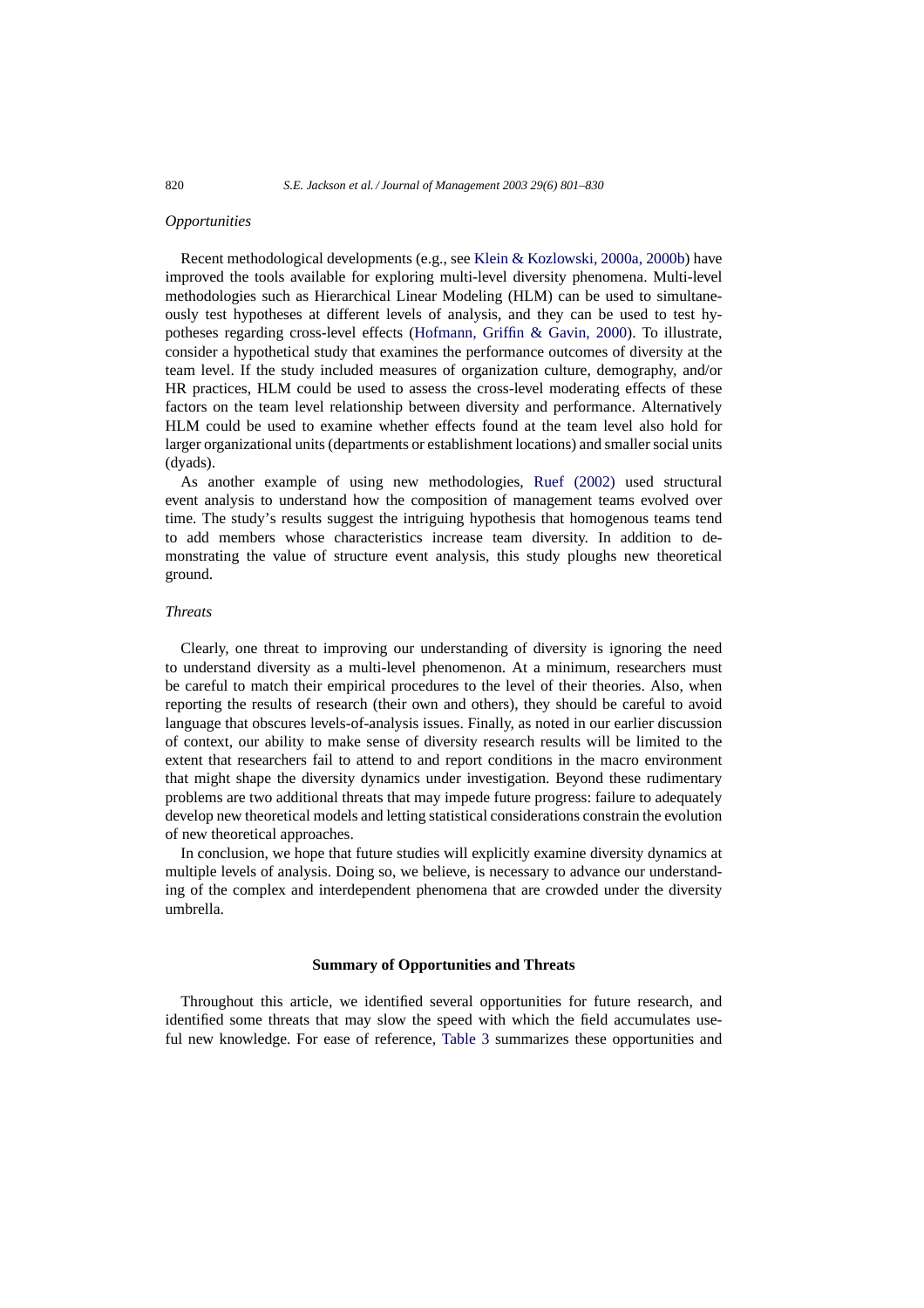*Opportunities*

Recent methodological developments (e.g., see Klein & Kozlowski, 2000a, 2000b) have improved the tools available for exploring multi-level diversity phenomena. Multi-level methodologies such as Hierarchical Linear Modeling (HLM) can be used to simultaneously test hypotheses at different levels of analysis, and they can be used to test hypotheses regarding cross-level effects (Hofmann, Griffin & Gavin, 2000). To illustrate, consider a hypothetical study that examines the performance outcomes of diversity at the team level. If the study included measures of organization culture, demography, and/or HR practices, HLM could be used to assess the cross-level moderating effects of these factors on the team level relationship between diversity and performance. Alternatively HLM could be used to examine whether effects found at the team level also hold for larger organizational units (departments or establishment locations) and smaller social units (dyads).

As another example of using new methodologies, Ruef (2002) used structural event analysis to understand how the composition of management teams evolved over time. The study's results suggest the intriguing hypothesis that homogenous teams tend to add members whose characteristics increase team diversity. In addition to demonstrating the value of structure event analysis, this study ploughs new theoretical ground.

*Threats*

Clearly, one threat to improving our understanding of diversity is ignoring the need to understand diversity as a multi-level phenomenon. At a minimum, researchers must be careful to match their empirical procedures to the level of their theories. Also, when reporting the results of research (their own and others), they should be careful to avoid language that obscures levels-of-analysis issues. Finally, as noted in our earlier discussion of context, our ability to make sense of diversity research results will be limited to the extent that researchers fail to attend to and report conditions in the macro environment that might shape the diversity dynamics under investigation. Beyond these rudimentary problems are two additional threats that may impede future progress: failure to adequately develop new theoretical models and letting statistical considerations constrain the evolution of new theoretical approaches.

In conclusion, we hope that future studies will explicitly examine diversity dynamics at multiple levels of analysis. Doing so, we believe, is necessary to advance our understanding of the complex and interdependent phenomena that are crowded under the diversity umbrella.

## Summary of Opportunities and Threats

Throughout this article, we identified several opportunities for future research, and identified some threats that may slow the speed with which the field accumulates useful new knowledge. For ease of reference, Table 3 summarizes these opportunities and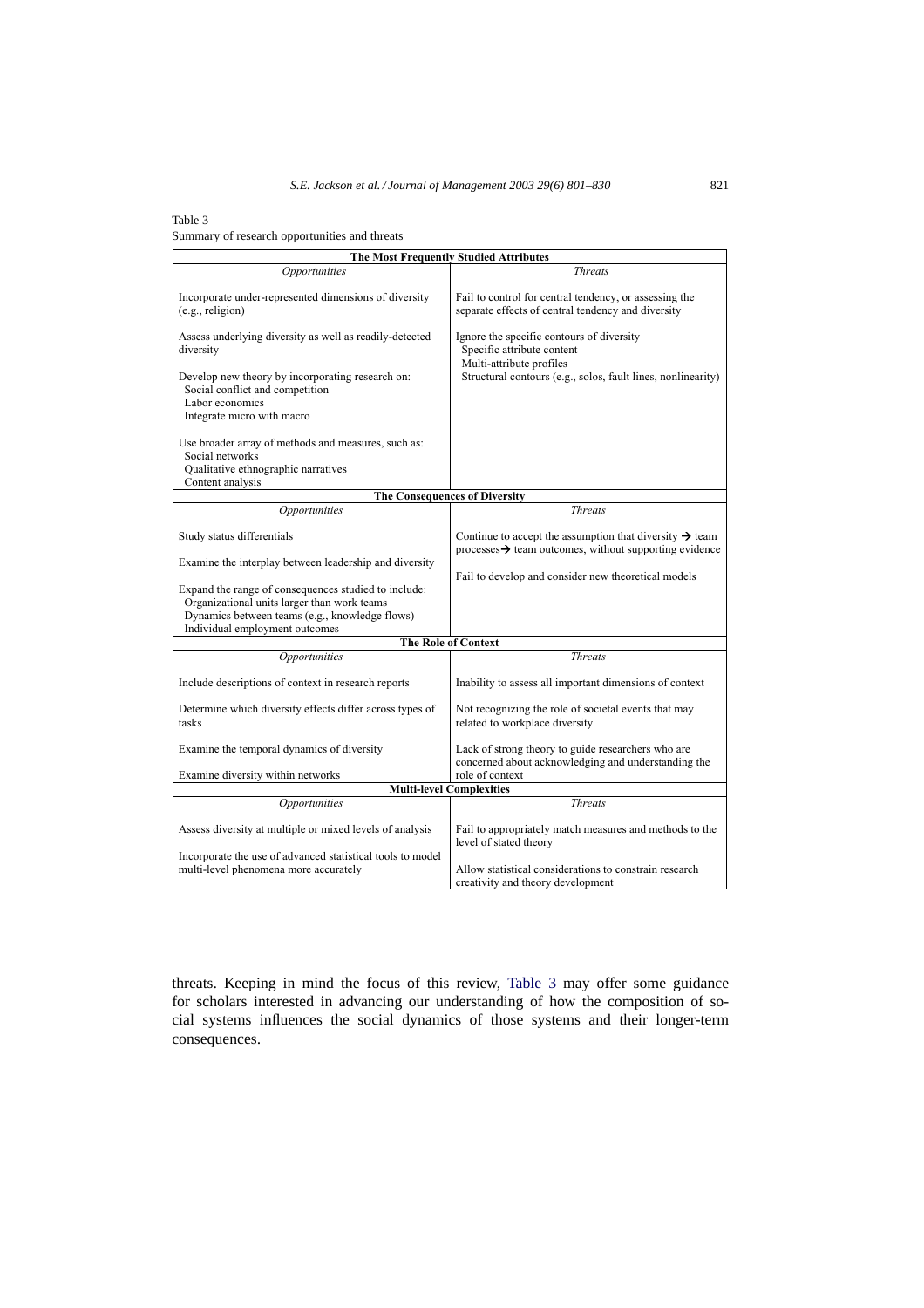Table 3

Summary of research opportunities and threats

| | |
|---|---|
| **The Most Frequently Studied Attributes** | |
| *Opportunities* | *Threats* |
| Incorporate under-represented dimensions of diversity (e.g., religion) | Fail to control for central tendency, or assessing the separate effects of central tendency and diversity |
| Assess underlying diversity as well as readily-detected diversity | Ignore the specific contours of diversity<br>Specific attribute content<br>Multi-attribute profiles<br>Structural contours (e.g., solos, fault lines, nonlinearity) |
| Develop new theory by incorporating research on:<br>Social conflict and competition<br>Labor economics<br>Integrate micro with macro | |
| Use broader array of methods and measures, such as:<br>Social networks<br>Qualitative ethnographic narratives<br>Content analysis | |
| **The Consequences of Diversity** | |
| *Opportunities* | *Threats* |
| Study status differentials | Continue to accept the assumption that diversity → team processes→ team outcomes, without supporting evidence |
| Examine the interplay between leadership and diversity | Fail to develop and consider new theoretical models |
| Expand the range of consequences studied to include:<br>Organizational units larger than work teams<br>Dynamics between teams (e.g., knowledge flows)<br>Individual employment outcomes | |
| **The Role of Context** | |
| *Opportunities* | *Threats* |
| Include descriptions of context in research reports | Inability to assess all important dimensions of context |
| Determine which diversity effects differ across types of tasks | Not recognizing the role of societal events that may related to workplace diversity |
| Examine the temporal dynamics of diversity | Lack of strong theory to guide researchers who are concerned about acknowledging and understanding the role of context |
| Examine diversity within networks | |
| **Multi-level Complexities** | |
| *Opportunities* | *Threats* |
| Assess diversity at multiple or mixed levels of analysis | Fail to appropriately match measures and methods to the level of stated theory |
| Incorporate the use of advanced statistical tools to model multi-level phenomena more accurately | Allow statistical considerations to constrain research creativity and theory development |

threats. Keeping in mind the focus of this review, Table 3 may offer some guidance for scholars interested in advancing our understanding of how the composition of social systems influences the social dynamics of those systems and their longer-term consequences.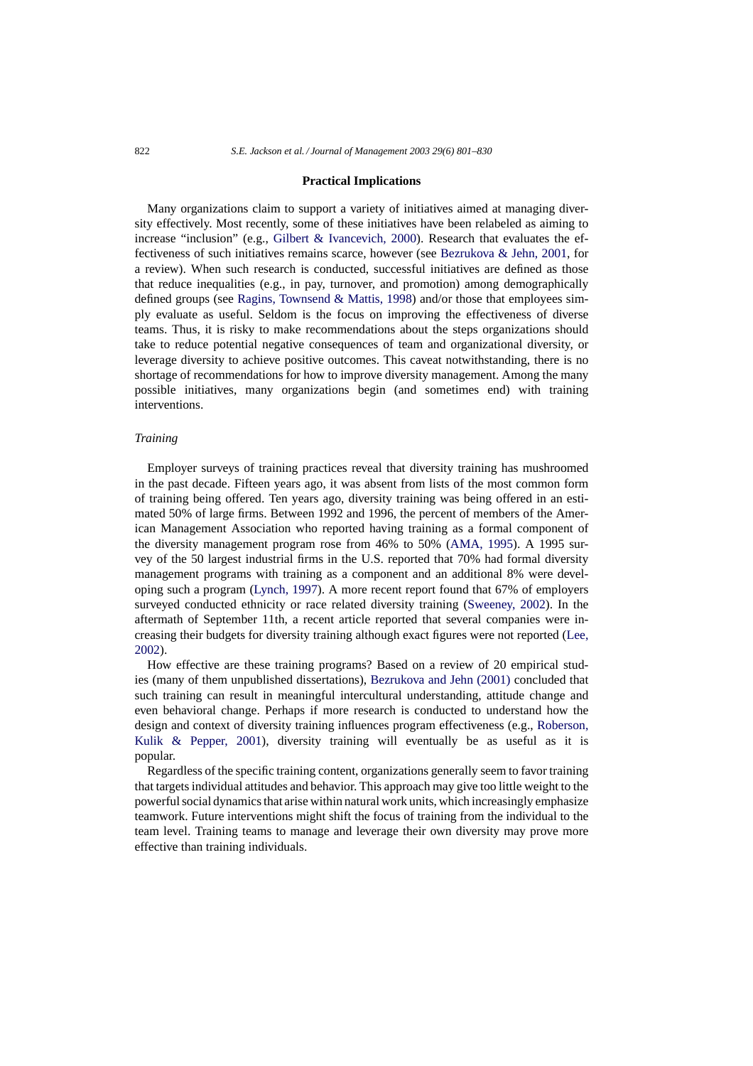## Practical Implications

Many organizations claim to support a variety of initiatives aimed at managing diversity effectively. Most recently, some of these initiatives have been relabeled as aiming to increase "inclusion" (e.g., Gilbert & Ivancevich, 2000). Research that evaluates the effectiveness of such initiatives remains scarce, however (see Bezrukova & Jehn, 2001, for a review). When such research is conducted, successful initiatives are defined as those that reduce inequalities (e.g., in pay, turnover, and promotion) among demographically defined groups (see Ragins, Townsend & Mattis, 1998) and/or those that employees simply evaluate as useful. Seldom is the focus on improving the effectiveness of diverse teams. Thus, it is risky to make recommendations about the steps organizations should take to reduce potential negative consequences of team and organizational diversity, or leverage diversity to achieve positive outcomes. This caveat notwithstanding, there is no shortage of recommendations for how to improve diversity management. Among the many possible initiatives, many organizations begin (and sometimes end) with training interventions.

### *Training*

Employer surveys of training practices reveal that diversity training has mushroomed in the past decade. Fifteen years ago, it was absent from lists of the most common form of training being offered. Ten years ago, diversity training was being offered in an estimated 50% of large firms. Between 1992 and 1996, the percent of members of the American Management Association who reported having training as a formal component of the diversity management program rose from 46% to 50% (AMA, 1995). A 1995 survey of the 50 largest industrial firms in the U.S. reported that 70% had formal diversity management programs with training as a component and an additional 8% were developing such a program (Lynch, 1997). A more recent report found that 67% of employers surveyed conducted ethnicity or race related diversity training (Sweeney, 2002). In the aftermath of September 11th, a recent article reported that several companies were increasing their budgets for diversity training although exact figures were not reported (Lee, 2002).

How effective are these training programs? Based on a review of 20 empirical studies (many of them unpublished dissertations), Bezrukova and Jehn (2001) concluded that such training can result in meaningful intercultural understanding, attitude change and even behavioral change. Perhaps if more research is conducted to understand how the design and context of diversity training influences program effectiveness (e.g., Roberson, Kulik & Pepper, 2001), diversity training will eventually be as useful as it is popular.

Regardless of the specific training content, organizations generally seem to favor training that targets individual attitudes and behavior. This approach may give too little weight to the powerful social dynamics that arise within natural work units, which increasingly emphasize teamwork. Future interventions might shift the focus of training from the individual to the team level. Training teams to manage and leverage their own diversity may prove more effective than training individuals.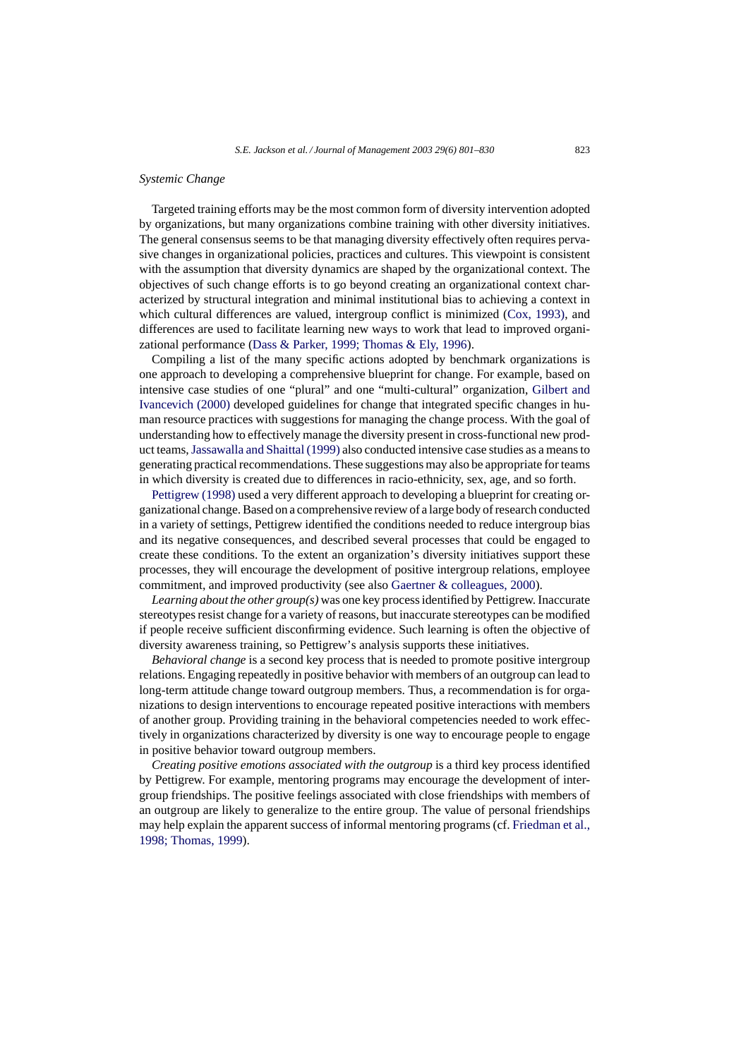*Systemic Change*

Targeted training efforts may be the most common form of diversity intervention adopted by organizations, but many organizations combine training with other diversity initiatives. The general consensus seems to be that managing diversity effectively often requires pervasive changes in organizational policies, practices and cultures. This viewpoint is consistent with the assumption that diversity dynamics are shaped by the organizational context. The objectives of such change efforts is to go beyond creating an organizational context characterized by structural integration and minimal institutional bias to achieving a context in which cultural differences are valued, intergroup conflict is minimized (Cox, 1993), and differences are used to facilitate learning new ways to work that lead to improved organizational performance (Dass & Parker, 1999; Thomas & Ely, 1996).

Compiling a list of the many specific actions adopted by benchmark organizations is one approach to developing a comprehensive blueprint for change. For example, based on intensive case studies of one "plural" and one "multi-cultural" organization, Gilbert and Ivancevich (2000) developed guidelines for change that integrated specific changes in human resource practices with suggestions for managing the change process. With the goal of understanding how to effectively manage the diversity present in cross-functional new product teams, Jassawalla and Shaittal (1999) also conducted intensive case studies as a means to generating practical recommendations. These suggestions may also be appropriate for teams in which diversity is created due to differences in racio-ethnicity, sex, age, and so forth.

Pettigrew (1998) used a very different approach to developing a blueprint for creating organizational change. Based on a comprehensive review of a large body of research conducted in a variety of settings, Pettigrew identified the conditions needed to reduce intergroup bias and its negative consequences, and described several processes that could be engaged to create these conditions. To the extent an organization's diversity initiatives support these processes, they will encourage the development of positive intergroup relations, employee commitment, and improved productivity (see also Gaertner & colleagues, 2000).

*Learning about the other group(s)* was one key process identified by Pettigrew. Inaccurate stereotypes resist change for a variety of reasons, but inaccurate stereotypes can be modified if people receive sufficient disconfirming evidence. Such learning is often the objective of diversity awareness training, so Pettigrew's analysis supports these initiatives.

*Behavioral change* is a second key process that is needed to promote positive intergroup relations. Engaging repeatedly in positive behavior with members of an outgroup can lead to long-term attitude change toward outgroup members. Thus, a recommendation is for organizations to design interventions to encourage repeated positive interactions with members of another group. Providing training in the behavioral competencies needed to work effectively in organizations characterized by diversity is one way to encourage people to engage in positive behavior toward outgroup members.

*Creating positive emotions associated with the outgroup* is a third key process identified by Pettigrew. For example, mentoring programs may encourage the development of intergroup friendships. The positive feelings associated with close friendships with members of an outgroup are likely to generalize to the entire group. The value of personal friendships may help explain the apparent success of informal mentoring programs (cf. Friedman et al., 1998; Thomas, 1999).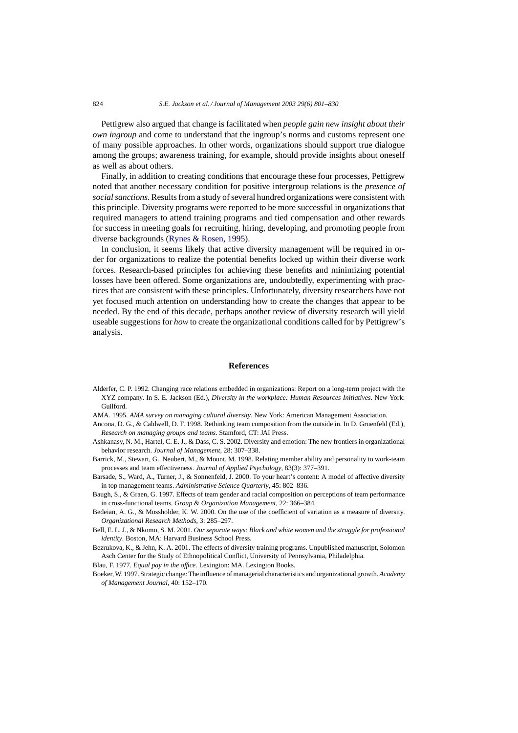Pettigrew also argued that change is facilitated when *people gain new insight about their own ingroup* and come to understand that the ingroup's norms and customs represent one of many possible approaches. In other words, organizations should support true dialogue among the groups; awareness training, for example, should provide insights about oneself as well as about others.

Finally, in addition to creating conditions that encourage these four processes, Pettigrew noted that another necessary condition for positive intergroup relations is the *presence of social sanctions*. Results from a study of several hundred organizations were consistent with this principle. Diversity programs were reported to be more successful in organizations that required managers to attend training programs and tied compensation and other rewards for success in meeting goals for recruiting, hiring, developing, and promoting people from diverse backgrounds (Rynes & Rosen, 1995).

In conclusion, it seems likely that active diversity management will be required in order for organizations to realize the potential benefits locked up within their diverse work forces. Research-based principles for achieving these benefits and minimizing potential losses have been offered. Some organizations are, undoubtedly, experimenting with practices that are consistent with these principles. Unfortunately, diversity researchers have not yet focused much attention on understanding how to create the changes that appear to be needed. By the end of this decade, perhaps another review of diversity research will yield useable suggestions for *how* to create the organizational conditions called for by Pettigrew's analysis.

## References

Alderfer, C. P. 1992. Changing race relations embedded in organizations: Report on a long-term project with the XYZ company. In S. E. Jackson (Ed.), *Diversity in the workplace: Human Resources Initiatives*. New York: Guilford.

AMA. 1995. *AMA survey on managing cultural diversity*. New York: American Management Association.

Ancona, D. G., & Caldwell, D. F. 1998. Rethinking team composition from the outside in. In D. Gruenfeld (Ed.), *Research on managing groups and teams*. Stamford, CT: JAI Press.

Ashkanasy, N. M., Hartel, C. E. J., & Dass, C. S. 2002. Diversity and emotion: The new frontiers in organizational behavior research. *Journal of Management*, 28: 307–338.

Barrick, M., Stewart, G., Neubert, M., & Mount, M. 1998. Relating member ability and personality to work-team processes and team effectiveness. *Journal of Applied Psychology*, 83(3): 377–391.

Barsade, S., Ward, A., Turner, J., & Sonnenfeld, J. 2000. To your heart's content: A model of affective diversity in top management teams. *Administrative Science Quarterly*, 45: 802–836.

Baugh, S., & Graen, G. 1997. Effects of team gender and racial composition on perceptions of team performance in cross-functional teams. *Group & Organization Management*, 22: 366–384.

Bedeian, A. G., & Mossholder, K. W. 2000. On the use of the coefficient of variation as a measure of diversity. *Organizational Research Methods*, 3: 285–297.

Bell, E. L. J., & Nkomo, S. M. 2001. *Our separate ways: Black and white women and the struggle for professional identity*. Boston, MA: Harvard Business School Press.

Bezrukova, K., & Jehn, K. A. 2001. The effects of diversity training programs. Unpublished manuscript, Solomon Asch Center for the Study of Ethnopolitical Conflict, University of Pennsylvania, Philadelphia.

Blau, F. 1977. *Equal pay in the office*. Lexington: MA. Lexington Books.

Boeker, W. 1997. Strategic change: The influence of managerial characteristics and organizational growth. *Academy of Management Journal*, 40: 152–170.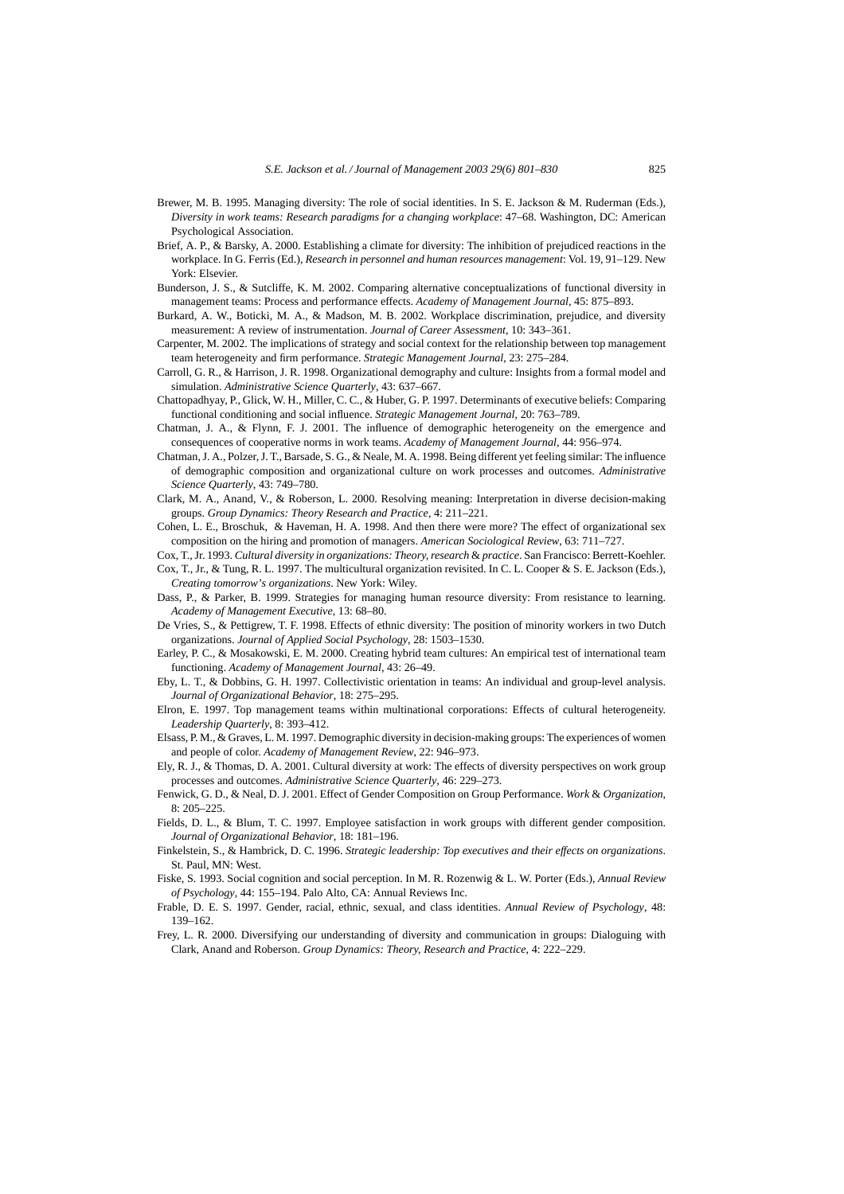Brewer, M. B. 1995. Managing diversity: The role of social identities. In S. E. Jackson & M. Ruderman (Eds.), *Diversity in work teams: Research paradigms for a changing workplace*: 47–68. Washington, DC: American Psychological Association.

Brief, A. P., & Barsky, A. 2000. Establishing a climate for diversity: The inhibition of prejudiced reactions in the workplace. In G. Ferris (Ed.), *Research in personnel and human resources management*: Vol. 19, 91–129. New York: Elsevier.

Bunderson, J. S., & Sutcliffe, K. M. 2002. Comparing alternative conceptualizations of functional diversity in management teams: Process and performance effects. *Academy of Management Journal*, 45: 875–893.

Burkard, A. W., Boticki, M. A., & Madson, M. B. 2002. Workplace discrimination, prejudice, and diversity measurement: A review of instrumentation. *Journal of Career Assessment*, 10: 343–361.

Carpenter, M. 2002. The implications of strategy and social context for the relationship between top management team heterogeneity and firm performance. *Strategic Management Journal*, 23: 275–284.

Carroll, G. R., & Harrison, J. R. 1998. Organizational demography and culture: Insights from a formal model and simulation. *Administrative Science Quarterly*, 43: 637–667.

Chattopadhyay, P., Glick, W. H., Miller, C. C., & Huber, G. P. 1997. Determinants of executive beliefs: Comparing functional conditioning and social influence. *Strategic Management Journal*, 20: 763–789.

Chatman, J. A., & Flynn, F. J. 2001. The influence of demographic heterogeneity on the emergence and consequences of cooperative norms in work teams. *Academy of Management Journal*, 44: 956–974.

Chatman, J. A., Polzer, J. T., Barsade, S. G., & Neale, M. A. 1998. Being different yet feeling similar: The influence of demographic composition and organizational culture on work processes and outcomes. *Administrative Science Quarterly*, 43: 749–780.

Clark, M. A., Anand, V., & Roberson, L. 2000. Resolving meaning: Interpretation in diverse decision-making groups. *Group Dynamics: Theory Research and Practice*, 4: 211–221.

Cohen, L. E., Broschuk, & Haveman, H. A. 1998. And then there were more? The effect of organizational sex composition on the hiring and promotion of managers. *American Sociological Review*, 63: 711–727.

Cox, T., Jr. 1993. *Cultural diversity in organizations: Theory, research & practice*. San Francisco: Berrett-Koehler.

Cox, T., Jr., & Tung, R. L. 1997. The multicultural organization revisited. In C. L. Cooper & S. E. Jackson (Eds.), *Creating tomorrow's organizations*. New York: Wiley.

Dass, P., & Parker, B. 1999. Strategies for managing human resource diversity: From resistance to learning. *Academy of Management Executive*, 13: 68–80.

De Vries, S., & Pettigrew, T. F. 1998. Effects of ethnic diversity: The position of minority workers in two Dutch organizations. *Journal of Applied Social Psychology*, 28: 1503–1530.

Earley, P. C., & Mosakowski, E. M. 2000. Creating hybrid team cultures: An empirical test of international team functioning. *Academy of Management Journal*, 43: 26–49.

Eby, L. T., & Dobbins, G. H. 1997. Collectivistic orientation in teams: An individual and group-level analysis. *Journal of Organizational Behavior*, 18: 275–295.

Elron, E. 1997. Top management teams within multinational corporations: Effects of cultural heterogeneity. *Leadership Quarterly*, 8: 393–412.

Elsass, P. M., & Graves, L. M. 1997. Demographic diversity in decision-making groups: The experiences of women and people of color. *Academy of Management Review*, 22: 946–973.

Ely, R. J., & Thomas, D. A. 2001. Cultural diversity at work: The effects of diversity perspectives on work group processes and outcomes. *Administrative Science Quarterly*, 46: 229–273.

Fenwick, G. D., & Neal, D. J. 2001. Effect of Gender Composition on Group Performance. *Work & Organization*, 8: 205–225.

Fields, D. L., & Blum, T. C. 1997. Employee satisfaction in work groups with different gender composition. *Journal of Organizational Behavior*, 18: 181–196.

Finkelstein, S., & Hambrick, D. C. 1996. *Strategic leadership: Top executives and their effects on organizations*. St. Paul, MN: West.

Fiske, S. 1993. Social cognition and social perception. In M. R. Rozenwig & L. W. Porter (Eds.), *Annual Review of Psychology*, 44: 155–194. Palo Alto, CA: Annual Reviews Inc.

Frable, D. E. S. 1997. Gender, racial, ethnic, sexual, and class identities. *Annual Review of Psychology*, 48: 139–162.

Frey, L. R. 2000. Diversifying our understanding of diversity and communication in groups: Dialoguing with Clark, Anand and Roberson. *Group Dynamics: Theory, Research and Practice*, 4: 222–229.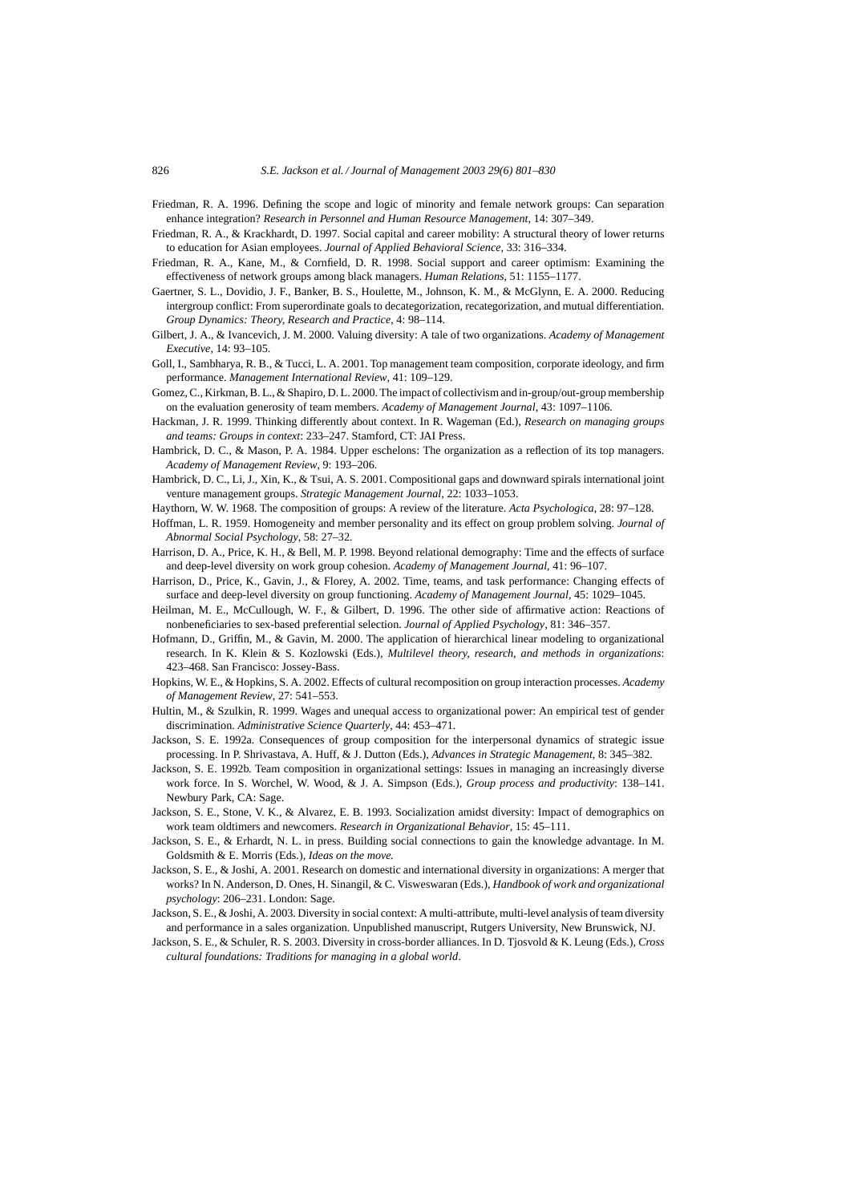Friedman, R. A. 1996. Defining the scope and logic of minority and female network groups: Can separation enhance integration? *Research in Personnel and Human Resource Management*, 14: 307–349.

Friedman, R. A., & Krackhardt, D. 1997. Social capital and career mobility: A structural theory of lower returns to education for Asian employees. *Journal of Applied Behavioral Science*, 33: 316–334.

Friedman, R. A., Kane, M., & Cornfield, D. R. 1998. Social support and career optimism: Examining the effectiveness of network groups among black managers. *Human Relations*, 51: 1155–1177.

Gaertner, S. L., Dovidio, J. F., Banker, B. S., Houlette, M., Johnson, K. M., & McGlynn, E. A. 2000. Reducing intergroup conflict: From superordinate goals to decategorization, recategorization, and mutual differentiation. *Group Dynamics: Theory, Research and Practice*, 4: 98–114.

Gilbert, J. A., & Ivancevich, J. M. 2000. Valuing diversity: A tale of two organizations. *Academy of Management Executive*, 14: 93–105.

Goll, I., Sambharya, R. B., & Tucci, L. A. 2001. Top management team composition, corporate ideology, and firm performance. *Management International Review*, 41: 109–129.

Gomez, C., Kirkman, B. L., & Shapiro, D. L. 2000. The impact of collectivism and in-group/out-group membership on the evaluation generosity of team members. *Academy of Management Journal*, 43: 1097–1106.

Hackman, J. R. 1999. Thinking differently about context. In R. Wageman (Ed.), *Research on managing groups and teams: Groups in context*: 233–247. Stamford, CT: JAI Press.

Hambrick, D. C., & Mason, P. A. 1984. Upper eschelons: The organization as a reflection of its top managers. *Academy of Management Review*, 9: 193–206.

Hambrick, D. C., Li, J., Xin, K., & Tsui, A. S. 2001. Compositional gaps and downward spirals international joint venture management groups. *Strategic Management Journal*, 22: 1033–1053.

Haythorn, W. W. 1968. The composition of groups: A review of the literature. *Acta Psychologica*, 28: 97–128.

Hoffman, L. R. 1959. Homogeneity and member personality and its effect on group problem solving. *Journal of Abnormal Social Psychology*, 58: 27–32.

Harrison, D. A., Price, K. H., & Bell, M. P. 1998. Beyond relational demography: Time and the effects of surface and deep-level diversity on work group cohesion. *Academy of Management Journal*, 41: 96–107.

Harrison, D., Price, K., Gavin, J., & Florey, A. 2002. Time, teams, and task performance: Changing effects of surface and deep-level diversity on group functioning. *Academy of Management Journal*, 45: 1029–1045.

Heilman, M. E., McCullough, W. F., & Gilbert, D. 1996. The other side of affirmative action: Reactions of nonbeneficiaries to sex-based preferential selection. *Journal of Applied Psychology*, 81: 346–357.

Hofmann, D., Griffin, M., & Gavin, M. 2000. The application of hierarchical linear modeling to organizational research. In K. Klein & S. Kozlowski (Eds.), *Multilevel theory, research, and methods in organizations*: 423–468. San Francisco: Jossey-Bass.

Hopkins, W. E., & Hopkins, S. A. 2002. Effects of cultural recomposition on group interaction processes. *Academy of Management Review*, 27: 541–553.

Hultin, M., & Szulkin, R. 1999. Wages and unequal access to organizational power: An empirical test of gender discrimination. *Administrative Science Quarterly*, 44: 453–471.

Jackson, S. E. 1992a. Consequences of group composition for the interpersonal dynamics of strategic issue processing. In P. Shrivastava, A. Huff, & J. Dutton (Eds.), *Advances in Strategic Management*, 8: 345–382.

Jackson, S. E. 1992b. Team composition in organizational settings: Issues in managing an increasingly diverse work force. In S. Worchel, W. Wood, & J. A. Simpson (Eds.), *Group process and productivity*: 138–141. Newbury Park, CA: Sage.

Jackson, S. E., Stone, V. K., & Alvarez, E. B. 1993. Socialization amidst diversity: Impact of demographics on work team oldtimers and newcomers. *Research in Organizational Behavior*, 15: 45–111.

Jackson, S. E., & Erhardt, N. L. in press. Building social connections to gain the knowledge advantage. In M. Goldsmith & E. Morris (Eds.), *Ideas on the move*.

Jackson, S. E., & Joshi, A. 2001. Research on domestic and international diversity in organizations: A merger that works? In N. Anderson, D. Ones, H. Sinangil, & C. Visweswaran (Eds.), *Handbook of work and organizational psychology*: 206–231. London: Sage.

Jackson, S. E., & Joshi, A. 2003. Diversity in social context: A multi-attribute, multi-level analysis of team diversity and performance in a sales organization. Unpublished manuscript, Rutgers University, New Brunswick, NJ.

Jackson, S. E., & Schuler, R. S. 2003. Diversity in cross-border alliances. In D. Tjosvold & K. Leung (Eds.), *Cross cultural foundations: Traditions for managing in a global world*.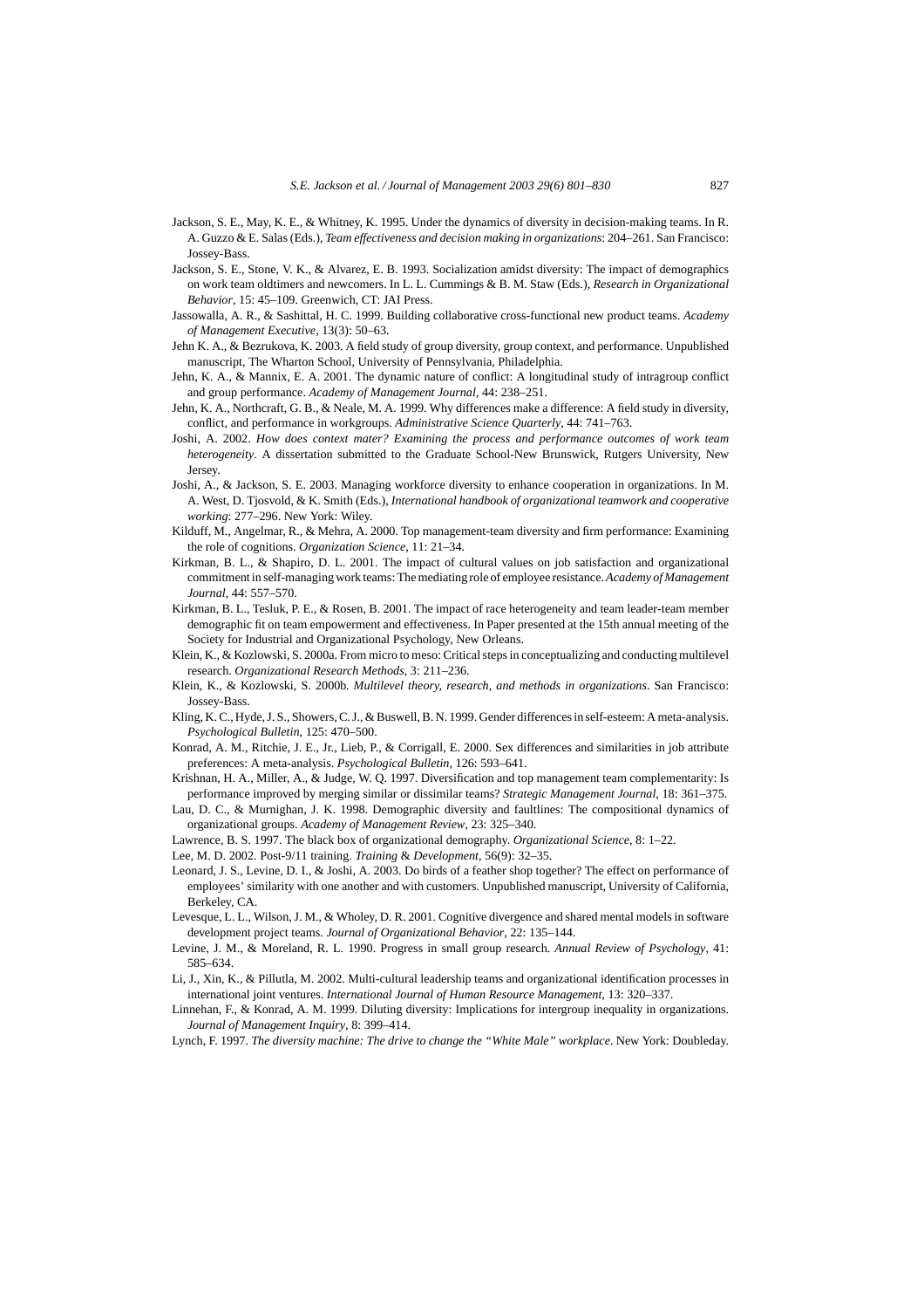Jackson, S. E., May, K. E., & Whitney, K. 1995. Under the dynamics of diversity in decision-making teams. In R. A. Guzzo & E. Salas (Eds.), *Team effectiveness and decision making in organizations*: 204–261. San Francisco: Jossey-Bass.

Jackson, S. E., Stone, V. K., & Alvarez, E. B. 1993. Socialization amidst diversity: The impact of demographics on work team oldtimers and newcomers. In L. L. Cummings & B. M. Staw (Eds.), *Research in Organizational Behavior*, 15: 45–109. Greenwich, CT: JAI Press.

Jassowalla, A. R., & Sashittal, H. C. 1999. Building collaborative cross-functional new product teams. *Academy of Management Executive*, 13(3): 50–63.

Jehn K. A., & Bezrukova, K. 2003. A field study of group diversity, group context, and performance. Unpublished manuscript, The Wharton School, University of Pennsylvania, Philadelphia.

Jehn, K. A., & Mannix, E. A. 2001. The dynamic nature of conflict: A longitudinal study of intragroup conflict and group performance. *Academy of Management Journal*, 44: 238–251.

Jehn, K. A., Northcraft, G. B., & Neale, M. A. 1999. Why differences make a difference: A field study in diversity, conflict, and performance in workgroups. *Administrative Science Quarterly*, 44: 741–763.

Joshi, A. 2002. *How does context mater? Examining the process and performance outcomes of work team heterogeneity*. A dissertation submitted to the Graduate School-New Brunswick, Rutgers University, New Jersey.

Joshi, A., & Jackson, S. E. 2003. Managing workforce diversity to enhance cooperation in organizations. In M. A. West, D. Tjosvold, & K. Smith (Eds.), *International handbook of organizational teamwork and cooperative working*: 277–296. New York: Wiley.

Kilduff, M., Angelmar, R., & Mehra, A. 2000. Top management-team diversity and firm performance: Examining the role of cognitions. *Organization Science*, 11: 21–34.

Kirkman, B. L., & Shapiro, D. L. 2001. The impact of cultural values on job satisfaction and organizational commitment in self-managing work teams: The mediating role of employee resistance. *Academy of Management Journal*, 44: 557–570.

Kirkman, B. L., Tesluk, P. E., & Rosen, B. 2001. The impact of race heterogeneity and team leader-team member demographic fit on team empowerment and effectiveness. In Paper presented at the 15th annual meeting of the Society for Industrial and Organizational Psychology, New Orleans.

Klein, K., & Kozlowski, S. 2000a. From micro to meso: Critical steps in conceptualizing and conducting multilevel research. *Organizational Research Methods*, 3: 211–236.

Klein, K., & Kozlowski, S. 2000b. *Multilevel theory, research, and methods in organizations*. San Francisco: Jossey-Bass.

Kling, K. C., Hyde, J. S., Showers, C. J., & Buswell, B. N. 1999. Gender differences in self-esteem: A meta-analysis. *Psychological Bulletin*, 125: 470–500.

Konrad, A. M., Ritchie, J. E., Jr., Lieb, P., & Corrigall, E. 2000. Sex differences and similarities in job attribute preferences: A meta-analysis. *Psychological Bulletin*, 126: 593–641.

Krishnan, H. A., Miller, A., & Judge, W. Q. 1997. Diversification and top management team complementarity: Is performance improved by merging similar or dissimilar teams? *Strategic Management Journal*, 18: 361–375.

Lau, D. C., & Murnighan, J. K. 1998. Demographic diversity and faultlines: The compositional dynamics of organizational groups. *Academy of Management Review*, 23: 325–340.

Lawrence, B. S. 1997. The black box of organizational demography. *Organizational Science*, 8: 1–22.

Lee, M. D. 2002. Post-9/11 training. *Training & Development*, 56(9): 32–35.

Leonard, J. S., Levine, D. I., & Joshi, A. 2003. Do birds of a feather shop together? The effect on performance of employees' similarity with one another and with customers. Unpublished manuscript, University of California, Berkeley, CA.

Levesque, L. L., Wilson, J. M., & Wholey, D. R. 2001. Cognitive divergence and shared mental models in software development project teams. *Journal of Organizational Behavior*, 22: 135–144.

Levine, J. M., & Moreland, R. L. 1990. Progress in small group research. *Annual Review of Psychology*, 41: 585–634.

Li, J., Xin, K., & Pillutla, M. 2002. Multi-cultural leadership teams and organizational identification processes in international joint ventures. *International Journal of Human Resource Management*, 13: 320–337.

Linnehan, F., & Konrad, A. M. 1999. Diluting diversity: Implications for intergroup inequality in organizations. *Journal of Management Inquiry*, 8: 399–414.

Lynch, F. 1997. *The diversity machine: The drive to change the "White Male" workplace*. New York: Doubleday.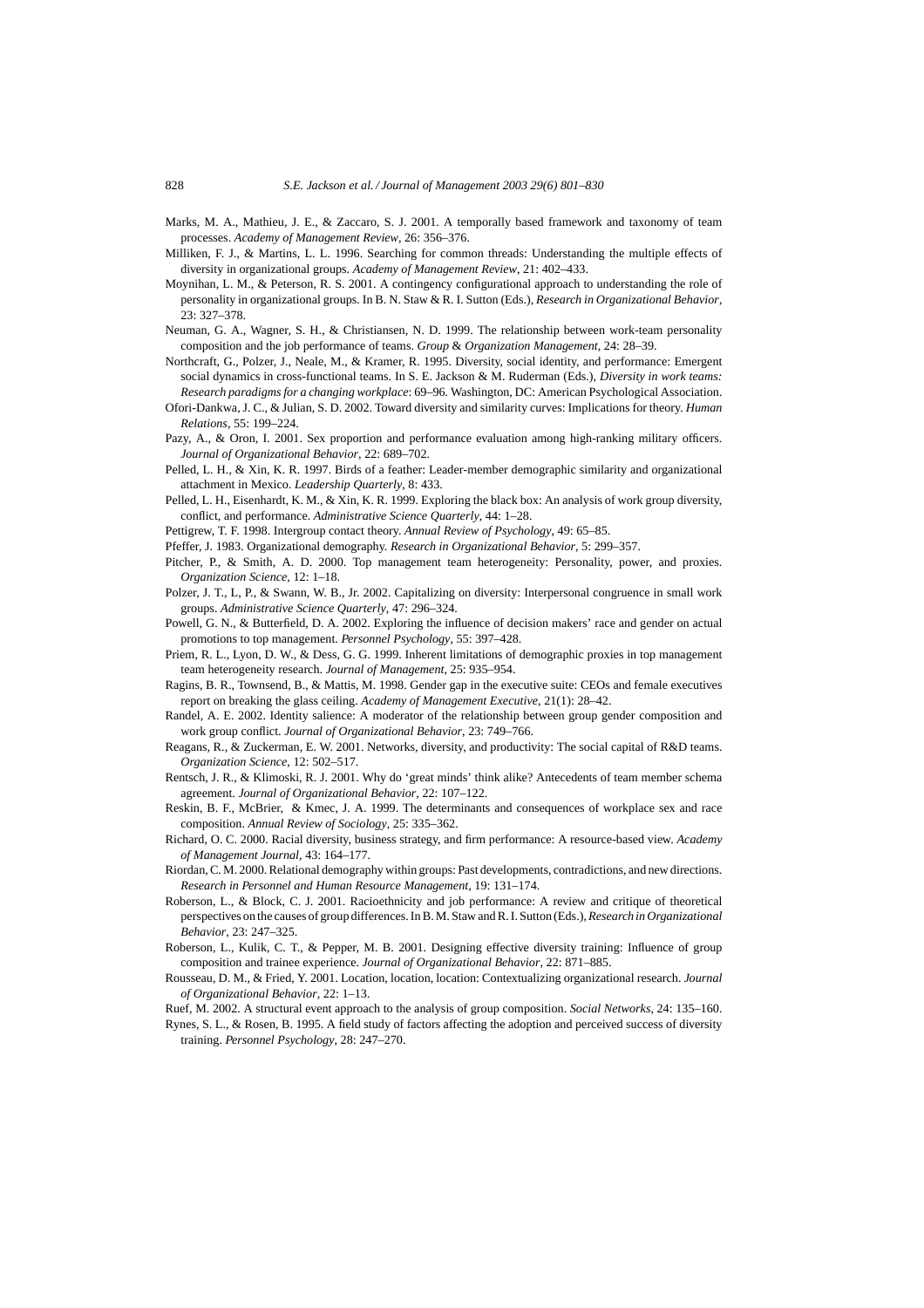Marks, M. A., Mathieu, J. E., & Zaccaro, S. J. 2001. A temporally based framework and taxonomy of team processes. *Academy of Management Review*, 26: 356–376.

Milliken, F. J., & Martins, L. L. 1996. Searching for common threads: Understanding the multiple effects of diversity in organizational groups. *Academy of Management Review*, 21: 402–433.

Moynihan, L. M., & Peterson, R. S. 2001. A contingency configurational approach to understanding the role of personality in organizational groups. In B. N. Staw & R. I. Sutton (Eds.), *Research in Organizational Behavior*, 23: 327–378.

Neuman, G. A., Wagner, S. H., & Christiansen, N. D. 1999. The relationship between work-team personality composition and the job performance of teams. *Group & Organization Management*, 24: 28–39.

Northcraft, G., Polzer, J., Neale, M., & Kramer, R. 1995. Diversity, social identity, and performance: Emergent social dynamics in cross-functional teams. In S. E. Jackson & M. Ruderman (Eds.), *Diversity in work teams: Research paradigms for a changing workplace*: 69–96. Washington, DC: American Psychological Association.

Ofori-Dankwa, J. C., & Julian, S. D. 2002. Toward diversity and similarity curves: Implications for theory. *Human Relations*, 55: 199–224.

Pazy, A., & Oron, I. 2001. Sex proportion and performance evaluation among high-ranking military officers. *Journal of Organizational Behavior*, 22: 689–702.

Pelled, L. H., & Xin, K. R. 1997. Birds of a feather: Leader-member demographic similarity and organizational attachment in Mexico. *Leadership Quarterly*, 8: 433.

Pelled, L. H., Eisenhardt, K. M., & Xin, K. R. 1999. Exploring the black box: An analysis of work group diversity, conflict, and performance. *Administrative Science Quarterly*, 44: 1–28.

Pettigrew, T. F. 1998. Intergroup contact theory. *Annual Review of Psychology*, 49: 65–85.

Pfeffer, J. 1983. Organizational demography. *Research in Organizational Behavior*, 5: 299–357.

Pitcher, P., & Smith, A. D. 2000. Top management team heterogeneity: Personality, power, and proxies. *Organization Science*, 12: 1–18.

Polzer, J. T., L, P., & Swann, W. B., Jr. 2002. Capitalizing on diversity: Interpersonal congruence in small work groups. *Administrative Science Quarterly*, 47: 296–324.

Powell, G. N., & Butterfield, D. A. 2002. Exploring the influence of decision makers' race and gender on actual promotions to top management. *Personnel Psychology*, 55: 397–428.

Priem, R. L., Lyon, D. W., & Dess, G. G. 1999. Inherent limitations of demographic proxies in top management team heterogeneity research. *Journal of Management*, 25: 935–954.

Ragins, B. R., Townsend, B., & Mattis, M. 1998. Gender gap in the executive suite: CEOs and female executives report on breaking the glass ceiling. *Academy of Management Executive*, 21(1): 28–42.

Randel, A. E. 2002. Identity salience: A moderator of the relationship between group gender composition and work group conflict. *Journal of Organizational Behavior*, 23: 749–766.

Reagans, R., & Zuckerman, E. W. 2001. Networks, diversity, and productivity: The social capital of R&D teams. *Organization Science*, 12: 502–517.

Rentsch, J. R., & Klimoski, R. J. 2001. Why do 'great minds' think alike? Antecedents of team member schema agreement. *Journal of Organizational Behavior*, 22: 107–122.

Reskin, B. F., McBrier, & Kmec, J. A. 1999. The determinants and consequences of workplace sex and race composition. *Annual Review of Sociology*, 25: 335–362.

Richard, O. C. 2000. Racial diversity, business strategy, and firm performance: A resource-based view. *Academy of Management Journal*, 43: 164–177.

Riordan, C. M. 2000. Relational demography within groups: Past developments, contradictions, and new directions. *Research in Personnel and Human Resource Management*, 19: 131–174.

Roberson, L., & Block, C. J. 2001. Racioethnicity and job performance: A review and critique of theoretical perspectives on the causes of group differences. In B. M. Staw and R. I. Sutton (Eds.), *Research in Organizational Behavior*, 23: 247–325.

Roberson, L., Kulik, C. T., & Pepper, M. B. 2001. Designing effective diversity training: Influence of group composition and trainee experience. *Journal of Organizational Behavior*, 22: 871–885.

Rousseau, D. M., & Fried, Y. 2001. Location, location, location: Contextualizing organizational research. *Journal of Organizational Behavior*, 22: 1–13.

Ruef, M. 2002. A structural event approach to the analysis of group composition. *Social Networks*, 24: 135–160.

Rynes, S. L., & Rosen, B. 1995. A field study of factors affecting the adoption and perceived success of diversity training. *Personnel Psychology*, 28: 247–270.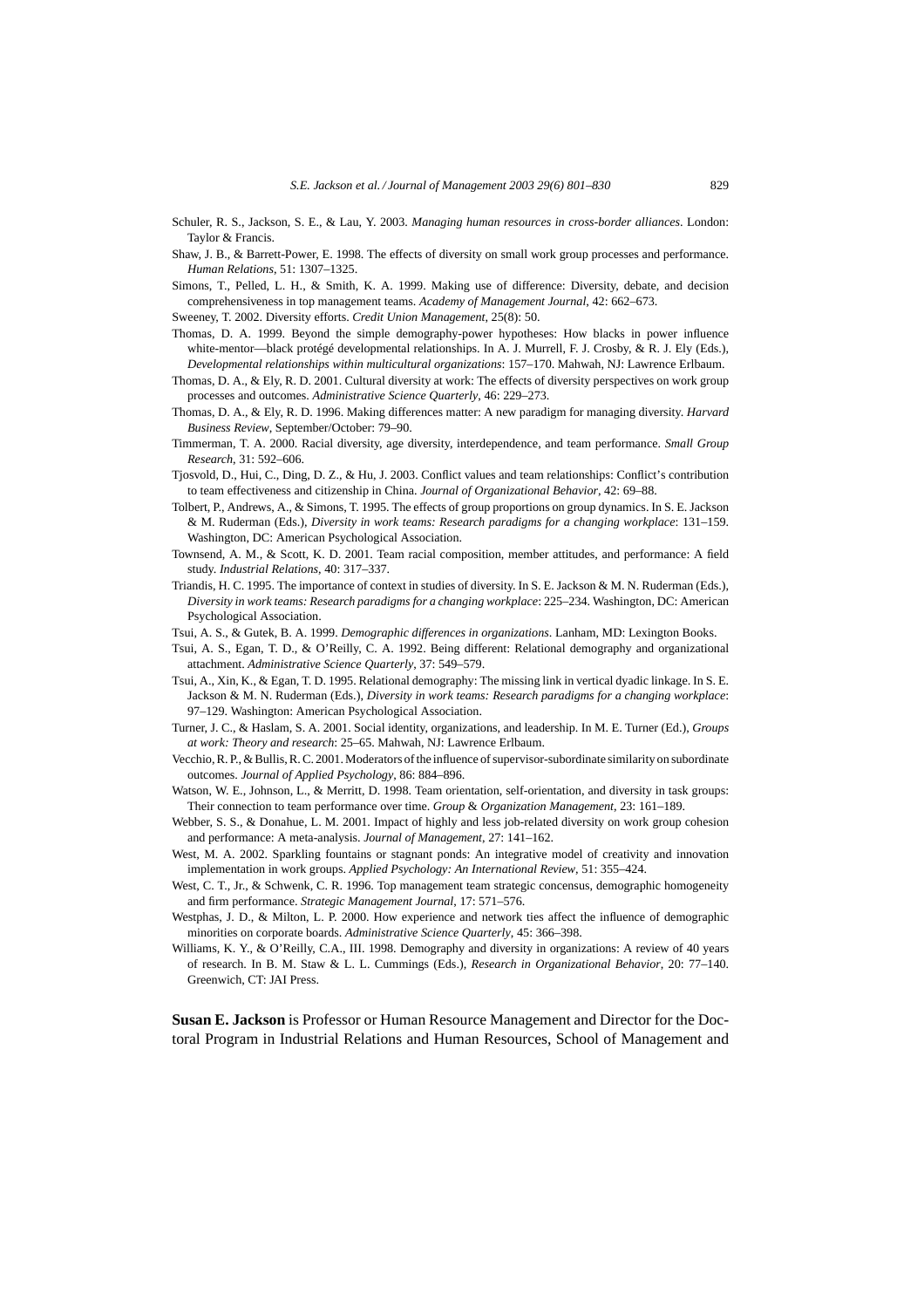Schuler, R. S., Jackson, S. E., & Lau, Y. 2003. *Managing human resources in cross-border alliances*. London: Taylor & Francis.

Shaw, J. B., & Barrett-Power, E. 1998. The effects of diversity on small work group processes and performance. *Human Relations*, 51: 1307–1325.

Simons, T., Pelled, L. H., & Smith, K. A. 1999. Making use of difference: Diversity, debate, and decision comprehensiveness in top management teams. *Academy of Management Journal*, 42: 662–673.

Sweeney, T. 2002. Diversity efforts. *Credit Union Management*, 25(8): 50.

Thomas, D. A. 1999. Beyond the simple demography-power hypotheses: How blacks in power influence white-mentor—black protégé developmental relationships. In A. J. Murrell, F. J. Crosby, & R. J. Ely (Eds.), *Developmental relationships within multicultural organizations*: 157–170. Mahwah, NJ: Lawrence Erlbaum.

Thomas, D. A., & Ely, R. D. 2001. Cultural diversity at work: The effects of diversity perspectives on work group processes and outcomes. *Administrative Science Quarterly*, 46: 229–273.

Thomas, D. A., & Ely, R. D. 1996. Making differences matter: A new paradigm for managing diversity. *Harvard Business Review*, September/October: 79–90.

Timmerman, T. A. 2000. Racial diversity, age diversity, interdependence, and team performance. *Small Group Research*, 31: 592–606.

Tjosvold, D., Hui, C., Ding, D. Z., & Hu, J. 2003. Conflict values and team relationships: Conflict's contribution to team effectiveness and citizenship in China. *Journal of Organizational Behavior*, 42: 69–88.

Tolbert, P., Andrews, A., & Simons, T. 1995. The effects of group proportions on group dynamics. In S. E. Jackson & M. Ruderman (Eds.), *Diversity in work teams: Research paradigms for a changing workplace*: 131–159. Washington, DC: American Psychological Association.

Townsend, A. M., & Scott, K. D. 2001. Team racial composition, member attitudes, and performance: A field study. *Industrial Relations*, 40: 317–337.

Triandis, H. C. 1995. The importance of context in studies of diversity. In S. E. Jackson & M. N. Ruderman (Eds.), *Diversity in work teams: Research paradigms for a changing workplace*: 225–234. Washington, DC: American Psychological Association.

Tsui, A. S., & Gutek, B. A. 1999. *Demographic differences in organizations*. Lanham, MD: Lexington Books.

Tsui, A. S., Egan, T. D., & O'Reilly, C. A. 1992. Being different: Relational demography and organizational attachment. *Administrative Science Quarterly*, 37: 549–579.

Tsui, A., Xin, K., & Egan, T. D. 1995. Relational demography: The missing link in vertical dyadic linkage. In S. E. Jackson & M. N. Ruderman (Eds.), *Diversity in work teams: Research paradigms for a changing workplace*: 97–129. Washington: American Psychological Association.

Turner, J. C., & Haslam, S. A. 2001. Social identity, organizations, and leadership. In M. E. Turner (Ed.), *Groups at work: Theory and research*: 25–65. Mahwah, NJ: Lawrence Erlbaum.

Vecchio, R. P., & Bullis, R. C. 2001. Moderators of the influence of supervisor-subordinate similarity on subordinate outcomes. *Journal of Applied Psychology*, 86: 884–896.

Watson, W. E., Johnson, L., & Merritt, D. 1998. Team orientation, self-orientation, and diversity in task groups: Their connection to team performance over time. *Group & Organization Management*, 23: 161–189.

Webber, S. S., & Donahue, L. M. 2001. Impact of highly and less job-related diversity on work group cohesion and performance: A meta-analysis. *Journal of Management*, 27: 141–162.

West, M. A. 2002. Sparkling fountains or stagnant ponds: An integrative model of creativity and innovation implementation in work groups. *Applied Psychology: An International Review*, 51: 355–424.

West, C. T., Jr., & Schwenk, C. R. 1996. Top management team strategic concensus, demographic homogeneity and firm performance. *Strategic Management Journal*, 17: 571–576.

Westphas, J. D., & Milton, L. P. 2000. How experience and network ties affect the influence of demographic minorities on corporate boards. *Administrative Science Quarterly*, 45: 366–398.

Williams, K. Y., & O'Reilly, C.A., III. 1998. Demography and diversity in organizations: A review of 40 years of research. In B. M. Staw & L. L. Cummings (Eds.), *Research in Organizational Behavior*, 20: 77–140. Greenwich, CT: JAI Press.

**Susan E. Jackson** is Professor or Human Resource Management and Director for the Doctoral Program in Industrial Relations and Human Resources, School of Management and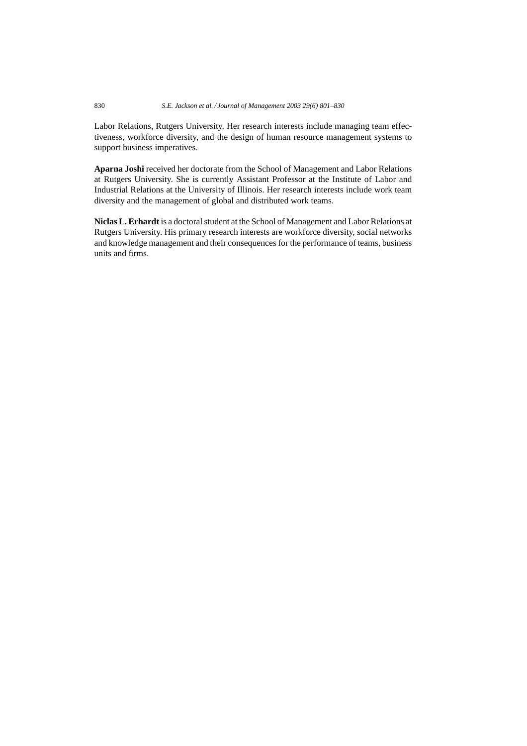Labor Relations, Rutgers University. Her research interests include managing team effectiveness, workforce diversity, and the design of human resource management systems to support business imperatives.

**Aparna Joshi** received her doctorate from the School of Management and Labor Relations at Rutgers University. She is currently Assistant Professor at the Institute of Labor and Industrial Relations at the University of Illinois. Her research interests include work team diversity and the management of global and distributed work teams.

**Niclas L. Erhardt** is a doctoral student at the School of Management and Labor Relations at Rutgers University. His primary research interests are workforce diversity, social networks and knowledge management and their consequences for the performance of teams, business units and firms.